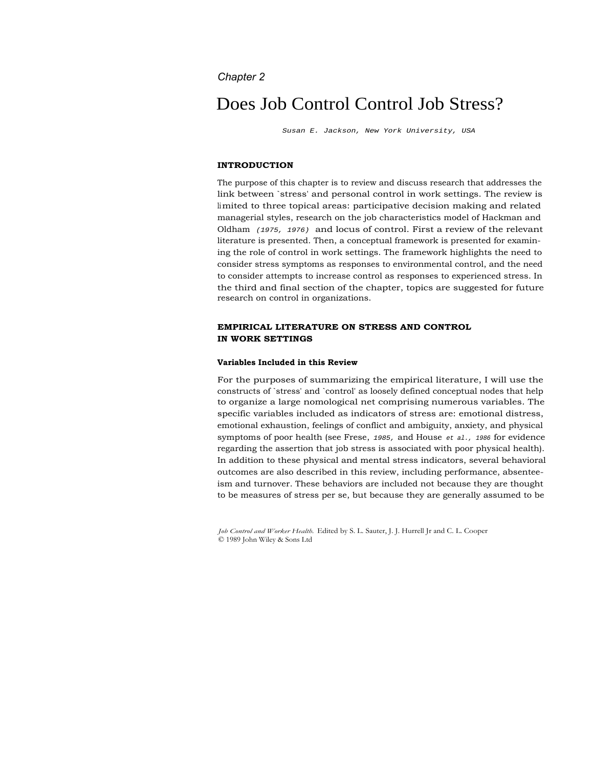*Chapter 2*

# Does Job Control Control Job Stress?

*Susan E. Jackson, New York University, USA*

## INTRODUCTION

The purpose of this chapter is to review and discuss research that addresses the link between `stress' and personal control in work settings. The review is limited to three topical areas: participative decision making and related managerial styles, research on the job characteristics model of Hackman and Oldham *(1975, 1976)* and locus of control. First a review of the relevant literature is presented. Then, a conceptual framework is presented for examining the role of control in work settings. The framework highlights the need to consider stress symptoms as responses to environmental control, and the need to consider attempts to increase control as responses to experienced stress. In the third and final section of the chapter, topics are suggested for future research on control in organizations.

## EMPIRICAL LITERATURE ON STRESS AND CONTROL IN WORK SETTINGS

### Variables Included in this Review

For the purposes of summarizing the empirical literature, I will use the constructs of `stress' and `control' as loosely defined conceptual nodes that help to organize a large nomological net comprising numerous variables. The specific variables included as indicators of stress are: emotional distress, emotional exhaustion, feelings of conflict and ambiguity, anxiety, and physical symptoms of poor health (see Frese, *1985,* and House *et al., 1986* for evidence regarding the assertion that job stress is associated with poor physical health). In addition to these physical and mental stress indicators, several behavioral outcomes are also described in this review, including performance, absenteeism and turnover. These behaviors are included not because they are thought to be measures of stress per se, but because they are generally assumed to be

*Job Control and Worker Health.* Edited by S. L. Sauter, J. J. Hurrell Jr and C. L. Cooper
© 1989 John Wiley & Sons Ltd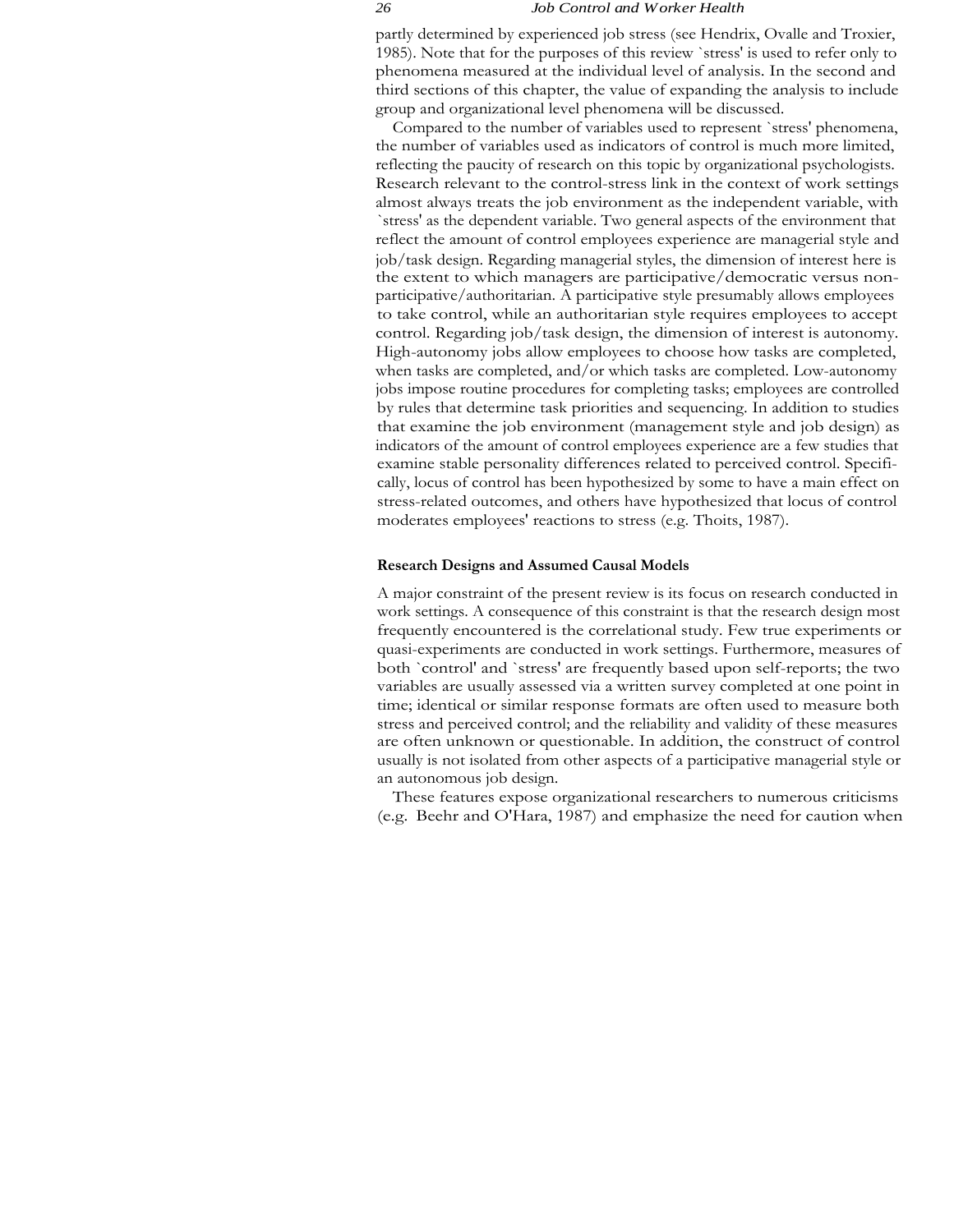partly determined by experienced job stress (see Hendrix, Ovalle and Troxier, 1985). Note that for the purposes of this review `stress' is used to refer only to phenomena measured at the individual level of analysis. In the second and third sections of this chapter, the value of expanding the analysis to include group and organizational level phenomena will be discussed.

Compared to the number of variables used to represent `stress' phenomena, the number of variables used as indicators of control is much more limited, reflecting the paucity of research on this topic by organizational psychologists. Research relevant to the control-stress link in the context of work settings almost always treats the job environment as the independent variable, with `stress' as the dependent variable. Two general aspects of the environment that reflect the amount of control employees experience are managerial style and job/task design. Regarding managerial styles, the dimension of interest here is the extent to which managers are participative/democratic versus non-participative/authoritarian. A participative style presumably allows employees to take control, while an authoritarian style requires employees to accept control. Regarding job/task design, the dimension of interest is autonomy. High-autonomy jobs allow employees to choose how tasks are completed, when tasks are completed, and/or which tasks are completed. Low-autonomy jobs impose routine procedures for completing tasks; employees are controlled by rules that determine task priorities and sequencing. In addition to studies that examine the job environment (management style and job design) as indicators of the amount of control employees experience are a few studies that examine stable personality differences related to perceived control. Specifically, locus of control has been hypothesized by some to have a main effect on stress-related outcomes, and others have hypothesized that locus of control moderates employees' reactions to stress (e.g. Thoits, 1987).

#### Research Designs and Assumed Causal Models

A major constraint of the present review is its focus on research conducted in work settings. A consequence of this constraint is that the research design most frequently encountered is the correlational study. Few true experiments or quasi-experiments are conducted in work settings. Furthermore, measures of both `control' and `stress' are frequently based upon self-reports; the two variables are usually assessed via a written survey completed at one point in time; identical or similar response formats are often used to measure both stress and perceived control; and the reliability and validity of these measures are often unknown or questionable. In addition, the construct of control usually is not isolated from other aspects of a participative managerial style or an autonomous job design.

These features expose organizational researchers to numerous criticisms (e.g. Beehr and O'Hara, 1987) and emphasize the need for caution when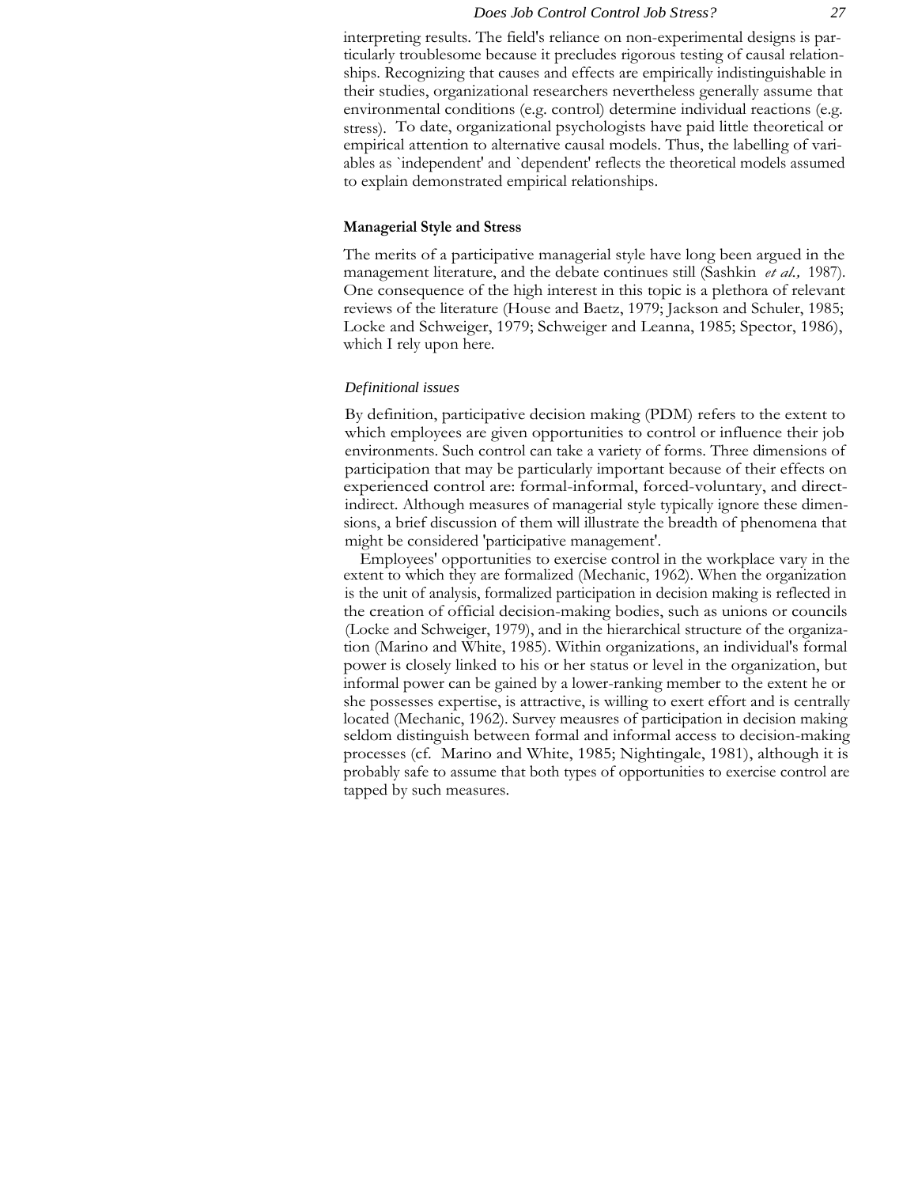interpreting results. The field's reliance on non-experimental designs is particularly troublesome because it precludes rigorous testing of causal relationships. Recognizing that causes and effects are empirically indistinguishable in their studies, organizational researchers nevertheless generally assume that environmental conditions (e.g. control) determine individual reactions (e.g. stress). To date, organizational psychologists have paid little theoretical or empirical attention to alternative causal models. Thus, the labelling of variables as `independent' and `dependent' reflects the theoretical models assumed to explain demonstrated empirical relationships.

## Managerial Style and Stress

The merits of a participative managerial style have long been argued in the management literature, and the debate continues still (Sashkin *et al.,* 1987). One consequence of the high interest in this topic is a plethora of relevant reviews of the literature (House and Baetz, 1979; Jackson and Schuler, 1985; Locke and Schweiger, 1979; Schweiger and Leanna, 1985; Spector, 1986), which I rely upon here.

### *Definitional issues*

By definition, participative decision making (PDM) refers to the extent to which employees are given opportunities to control or influence their job environments. Such control can take a variety of forms. Three dimensions of participation that may be particularly important because of their effects on experienced control are: formal-informal, forced-voluntary, and direct-indirect. Although measures of managerial style typically ignore these dimensions, a brief discussion of them will illustrate the breadth of phenomena that might be considered 'participative management'.

Employees' opportunities to exercise control in the workplace vary in the extent to which they are formalized (Mechanic, 1962). When the organization is the unit of analysis, formalized participation in decision making is reflected in the creation of official decision-making bodies, such as unions or councils (Locke and Schweiger, 1979), and in the hierarchical structure of the organization (Marino and White, 1985). Within organizations, an individual's formal power is closely linked to his or her status or level in the organization, but informal power can be gained by a lower-ranking member to the extent he or she possesses expertise, is attractive, is willing to exert effort and is centrally located (Mechanic, 1962). Survey meausres of participation in decision making seldom distinguish between formal and informal access to decision-making processes (cf. Marino and White, 1985; Nightingale, 1981), although it is probably safe to assume that both types of opportunities to exercise control are tapped by such measures.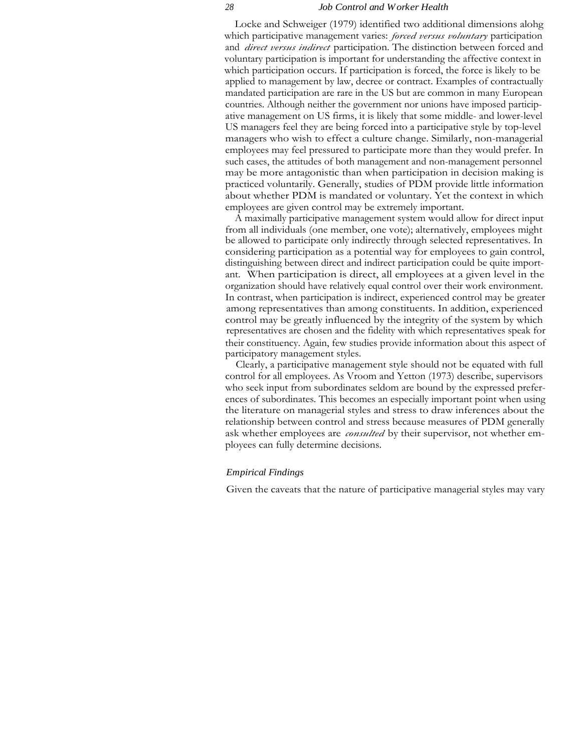Locke and Schweiger (1979) identified two additional dimensions alohg which participative management varies: *forced versus voluntary* participation and *direct versus indirect* participation. The distinction between forced and voluntary participation is important for understanding the affective context in which participation occurs. If participation is forced, the force is likely to be applied to management by law, decree or contract. Examples of contractually mandated participation are rare in the US but are common in many European countries. Although neither the government nor unions have imposed participative management on US firms, it is likely that some middle- and lower-level US managers feel they are being forced into a participative style by top-level managers who wish to effect a culture change. Similarly, non-managerial employees may feel pressured to participate more than they would prefer. In such cases, the attitudes of both management and non-management personnel may be more antagonistic than when participation in decision making is practiced voluntarily. Generally, studies of PDM provide little information about whether PDM is mandated or voluntary. Yet the context in which employees are given control may be extremely important.

A maximally participative management system would allow for direct input from all individuals (one member, one vote); alternatively, employees might be allowed to participate only indirectly through selected representatives. In considering participation as a potential way for employees to gain control, distinguishing between direct and indirect participation could be quite important. When participation is direct, all employees at a given level in the organization should have relatively equal control over their work environment. In contrast, when participation is indirect, experienced control may be greater among representatives than among constituents. In addition, experienced control may be greatly influenced by the integrity of the system by which representatives are chosen and the fidelity with which representatives speak for their constituency. Again, few studies provide information about this aspect of participatory management styles.

Clearly, a participative management style should not be equated with full control for all employees. As Vroom and Yetton (1973) describe, supervisors who seek input from subordinates seldom are bound by the expressed preferences of subordinates. This becomes an especially important point when using the literature on managerial styles and stress to draw inferences about the relationship between control and stress because measures of PDM generally ask whether employees are *consulted* by their supervisor, not whether employees can fully determine decisions.

### *Empirical Findings*

Given the caveats that the nature of participative managerial styles may vary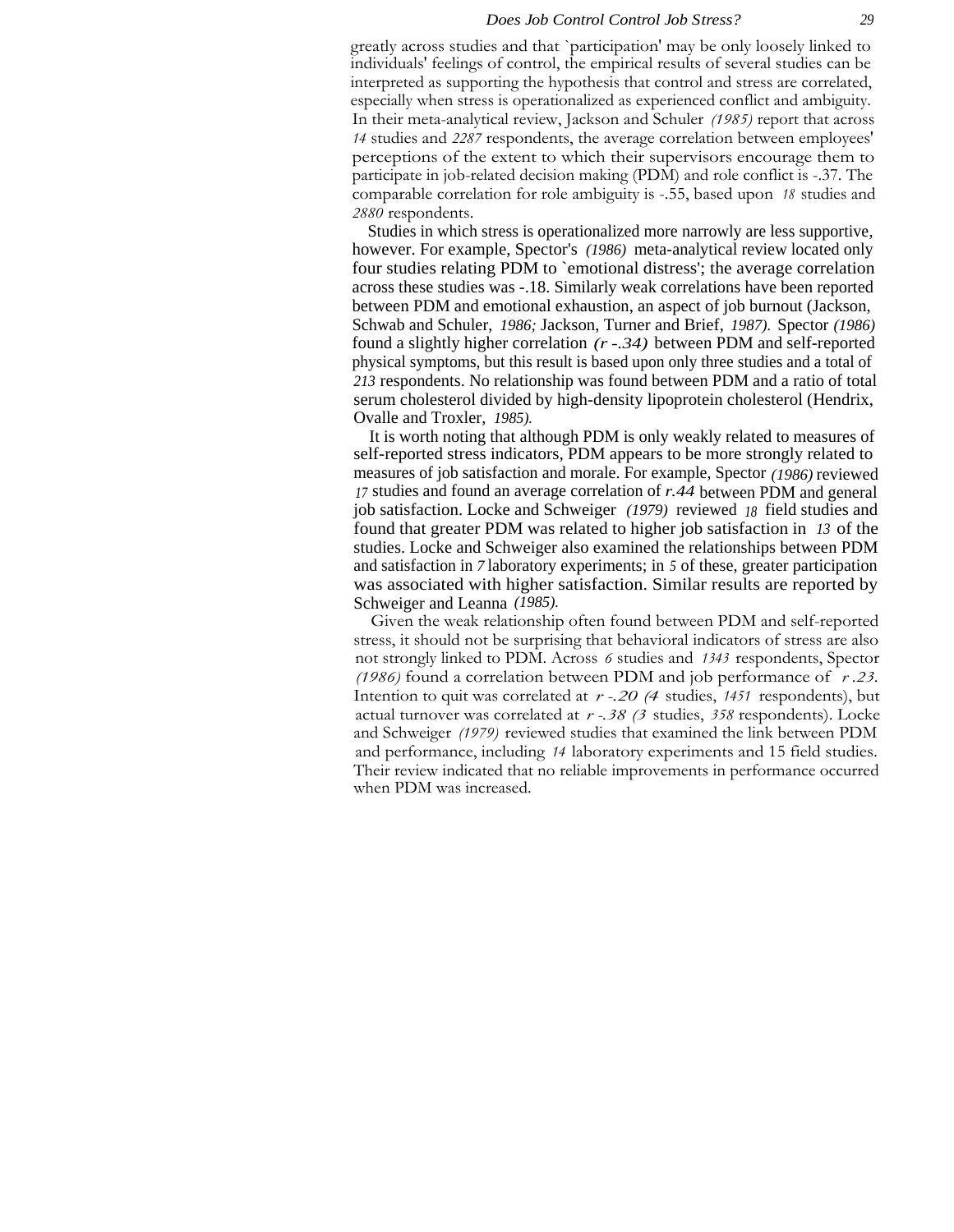greatly across studies and that `participation' may be only loosely linked to individuals' feelings of control, the empirical results of several studies can be interpreted as supporting the hypothesis that control and stress are correlated, especially when stress is operationalized as experienced conflict and ambiguity. In their meta-analytical review, Jackson and Schuler *(1985)* report that across *14* studies and *2287* respondents, the average correlation between employees' perceptions of the extent to which their supervisors encourage them to participate in job-related decision making (PDM) and role conflict is -.37. The comparable correlation for role ambiguity is -.55, based upon *18* studies and *2880* respondents.

Studies in which stress is operationalized more narrowly are less supportive, however. For example, Spector's *(1986)* meta-analytical review located only four studies relating PDM to `emotional distress'; the average correlation across these studies was -.18. Similarly weak correlations have been reported between PDM and emotional exhaustion, an aspect of job burnout (Jackson, Schwab and Schuler, *1986;* Jackson, Turner and Brief, *1987).* Spector *(1986)* found a slightly higher correlation *(r -.34)* between PDM and self-reported physical symptoms, but this result is based upon only three studies and a total of *213* respondents. No relationship was found between PDM and a ratio of total serum cholesterol divided by high-density lipoprotein cholesterol (Hendrix, Ovalle and Troxler, *1985).*

It is worth noting that although PDM is only weakly related to measures of self-reported stress indicators, PDM appears to be more strongly related to measures of job satisfaction and morale. For example, Spector *(1986)* reviewed *17* studies and found an average correlation of *r.44* between PDM and general job satisfaction. Locke and Schweiger *(1979)* reviewed *18* field studies and found that greater PDM was related to higher job satisfaction in *13* of the studies. Locke and Schweiger also examined the relationships between PDM and satisfaction in *7* laboratory experiments; in *5* of these, greater participation was associated with higher satisfaction. Similar results are reported by Schweiger and Leanna *(1985).*

Given the weak relationship often found between PDM and self-reported stress, it should not be surprising that behavioral indicators of stress are also not strongly linked to PDM. Across *6* studies and *1343* respondents, Spector *(1986)* found a correlation between PDM and job performance of *r .23*. Intention to quit was correlated at *r -.20 (4* studies, *1451* respondents), but actual turnover was correlated at *r -.38 (3* studies, *358* respondents). Locke and Schweiger *(1979)* reviewed studies that examined the link between PDM and performance, including *14* laboratory experiments and 15 field studies. Their review indicated that no reliable improvements in performance occurred when PDM was increased.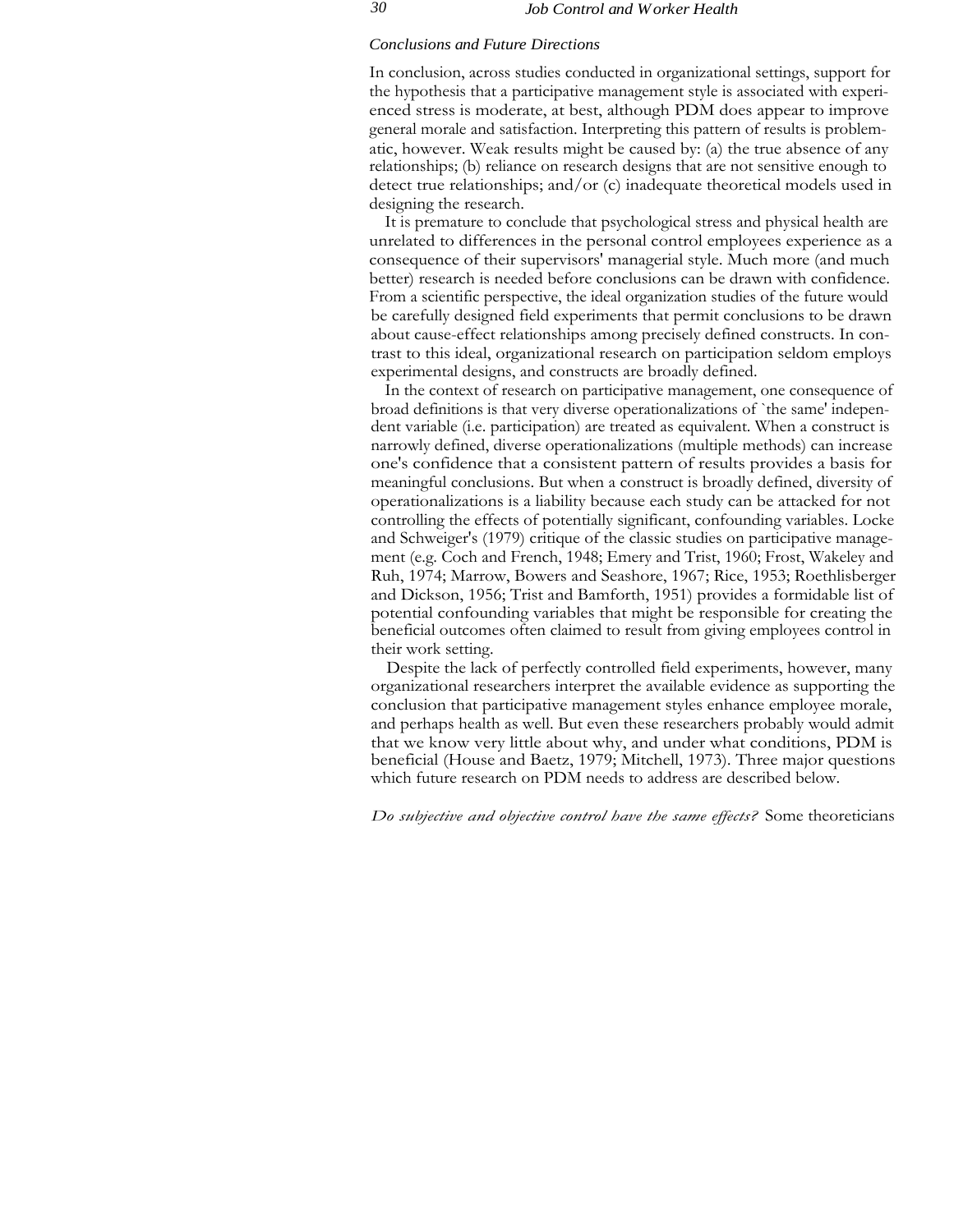### *Conclusions and Future Directions*

In conclusion, across studies conducted in organizational settings, support for the hypothesis that a participative management style is associated with experienced stress is moderate, at best, although PDM does appear to improve general morale and satisfaction. Interpreting this pattern of results is problematic, however. Weak results might be caused by: (a) the true absence of any relationships; (b) reliance on research designs that are not sensitive enough to detect true relationships; and/or (c) inadequate theoretical models used in designing the research.

It is premature to conclude that psychological stress and physical health are unrelated to differences in the personal control employees experience as a consequence of their supervisors' managerial style. Much more (and much better) research is needed before conclusions can be drawn with confidence. From a scientific perspective, the ideal organization studies of the future would be carefully designed field experiments that permit conclusions to be drawn about cause-effect relationships among precisely defined constructs. In contrast to this ideal, organizational research on participation seldom employs experimental designs, and constructs are broadly defined.

In the context of research on participative management, one consequence of broad definitions is that very diverse operationalizations of `the same' independent variable (i.e. participation) are treated as equivalent. When a construct is narrowly defined, diverse operationalizations (multiple methods) can increase one's confidence that a consistent pattern of results provides a basis for meaningful conclusions. But when a construct is broadly defined, diversity of operationalizations is a liability because each study can be attacked for not controlling the effects of potentially significant, confounding variables. Locke and Schweiger's (1979) critique of the classic studies on participative management (e.g. Coch and French, 1948; Emery and Trist, 1960; Frost, Wakeley and Ruh, 1974; Marrow, Bowers and Seashore, 1967; Rice, 1953; Roethlisberger and Dickson, 1956; Trist and Bamforth, 1951) provides a formidable list of potential confounding variables that might be responsible for creating the beneficial outcomes often claimed to result from giving employees control in their work setting.

Despite the lack of perfectly controlled field experiments, however, many organizational researchers interpret the available evidence as supporting the conclusion that participative management styles enhance employee morale, and perhaps health as well. But even these researchers probably would admit that we know very little about why, and under what conditions, PDM is beneficial (House and Baetz, 1979; Mitchell, 1973). Three major questions which future research on PDM needs to address are described below.

*Do subjective and objective control have the same effects?* Some theoreticians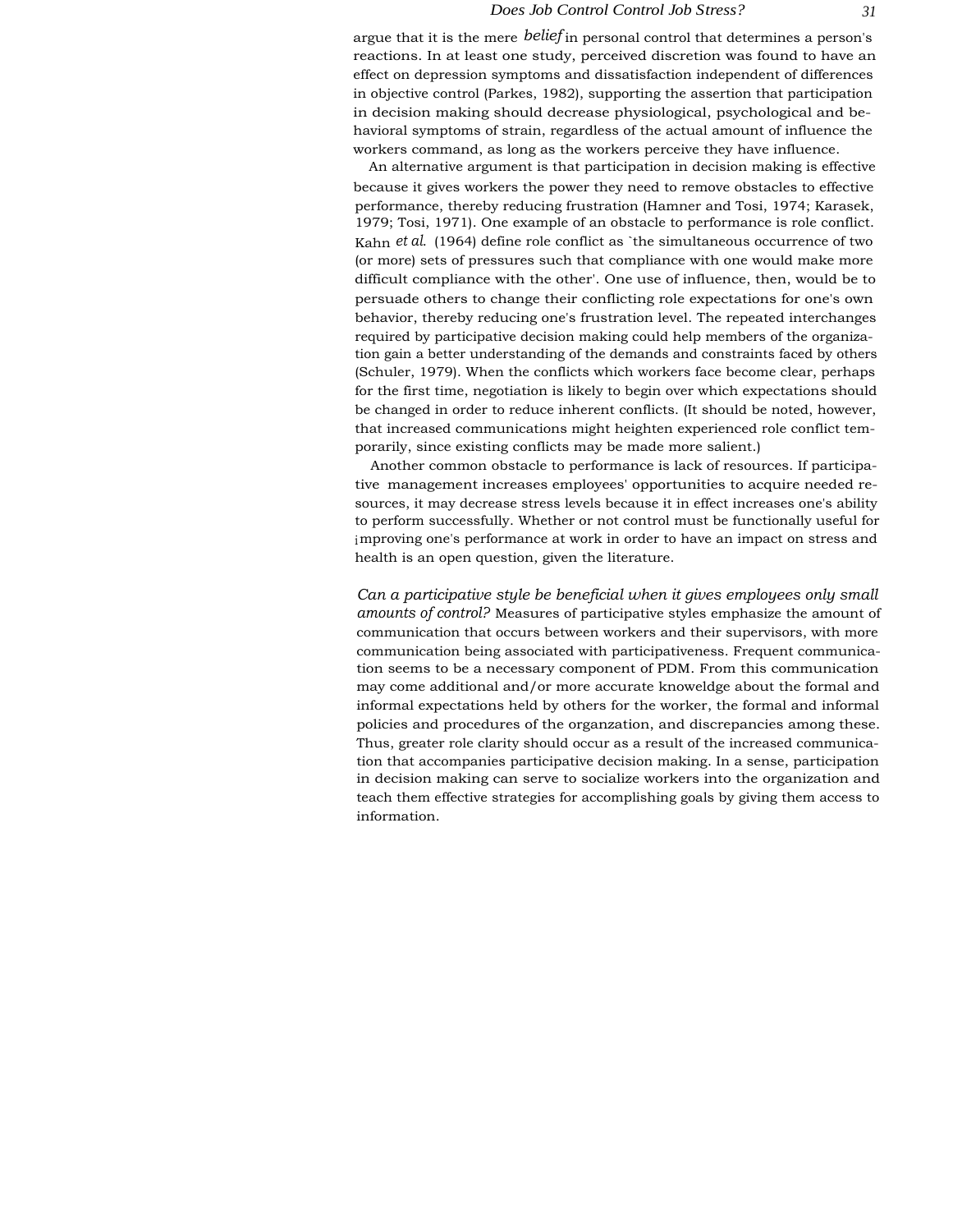argue that it is the mere *belief* in personal control that determines a person's reactions. In at least one study, perceived discretion was found to have an effect on depression symptoms and dissatisfaction independent of differences in objective control (Parkes, 1982), supporting the assertion that participation in decision making should decrease physiological, psychological and behavioral symptoms of strain, regardless of the actual amount of influence the workers command, as long as the workers perceive they have influence.

An alternative argument is that participation in decision making is effective because it gives workers the power they need to remove obstacles to effective performance, thereby reducing frustration (Hamner and Tosi, 1974; Karasek, 1979; Tosi, 1971). One example of an obstacle to performance is role conflict. Kahn *et al.* (1964) define role conflict as `the simultaneous occurrence of two (or more) sets of pressures such that compliance with one would make more difficult compliance with the other'. One use of influence, then, would be to persuade others to change their conflicting role expectations for one's own behavior, thereby reducing one's frustration level. The repeated interchanges required by participative decision making could help members of the organization gain a better understanding of the demands and constraints faced by others (Schuler, 1979). When the conflicts which workers face become clear, perhaps for the first time, negotiation is likely to begin over which expectations should be changed in order to reduce inherent conflicts. (It should be noted, however, that increased communications might heighten experienced role conflict temporarily, since existing conflicts may be made more salient.)

Another common obstacle to performance is lack of resources. If participative management increases employees' opportunities to acquire needed resources, it may decrease stress levels because it in effect increases one's ability to perform successfully. Whether or not control must be functionally useful for improving one's performance at work in order to have an impact on stress and health is an open question, given the literature.

*Can a participative style be beneficial when it gives employees only small amounts of control?* Measures of participative styles emphasize the amount of communication that occurs between workers and their supervisors, with more communication being associated with participativeness. Frequent communication seems to be a necessary component of PDM. From this communication may come additional and/or more accurate knoweldge about the formal and informal expectations held by others for the worker, the formal and informal policies and procedures of the organzation, and discrepancies among these. Thus, greater role clarity should occur as a result of the increased communication that accompanies participative decision making. In a sense, participation in decision making can serve to socialize workers into the organization and teach them effective strategies for accomplishing goals by giving them access to information.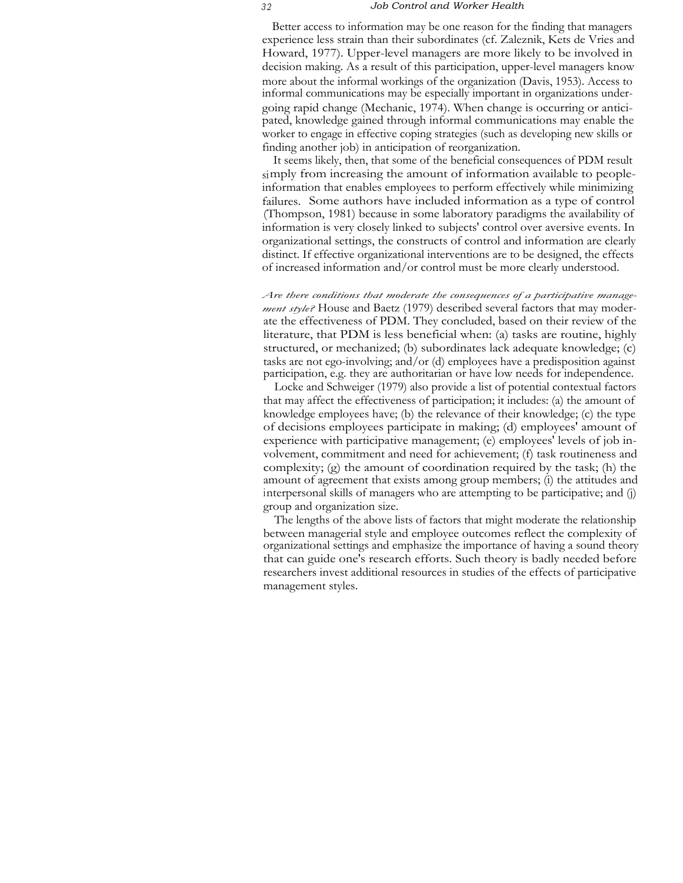Better access to information may be one reason for the finding that managers experience less strain than their subordinates (cf. Zaleznik, Kets de Vries and Howard, 1977). Upper-level managers are more likely to be involved in decision making. As a result of this participation, upper-level managers know more about the informal workings of the organization (Davis, 1953). Access to informal communications may be especially important in organizations undergoing rapid change (Mechanic, 1974). When change is occurring or anticipated, knowledge gained through informal communications may enable the worker to engage in effective coping strategies (such as developing new skills or finding another job) in anticipation of reorganization.

It seems likely, then, that some of the beneficial consequences of PDM result simply from increasing the amount of information available to people-information that enables employees to perform effectively while minimizing failures. Some authors have included information as a type of control (Thompson, 1981) because in some laboratory paradigms the availability of information is very closely linked to subjects' control over aversive events. In organizational settings, the constructs of control and information are clearly distinct. If effective organizational interventions are to be designed, the effects of increased information and/or control must be more clearly understood.

*Are there conditions that moderate the consequences of a participative management style?* House and Baetz (1979) described several factors that may moderate the effectiveness of PDM. They concluded, based on their review of the literature, that PDM is less beneficial when: (a) tasks are routine, highly structured, or mechanized; (b) subordinates lack adequate knowledge; (c) tasks are not ego-involving; and/or (d) employees have a predisposition against participation, e.g. they are authoritarian or have low needs for independence.

Locke and Schweiger (1979) also provide a list of potential contextual factors that may affect the effectiveness of participation; it includes: (a) the amount of knowledge employees have; (b) the relevance of their knowledge; (c) the type of decisions employees participate in making; (d) employees' amount of experience with participative management; (e) employees' levels of job involvement, commitment and need for achievement; (f) task routineness and complexity; (g) the amount of coordination required by the task; (h) the amount of agreement that exists among group members; (i) the attitudes and interpersonal skills of managers who are attempting to be participative; and (j) group and organization size.

The lengths of the above lists of factors that might moderate the relationship between managerial style and employee outcomes reflect the complexity of organizational settings and emphasize the importance of having a sound theory that can guide one's research efforts. Such theory is badly needed before researchers invest additional resources in studies of the effects of participative management styles.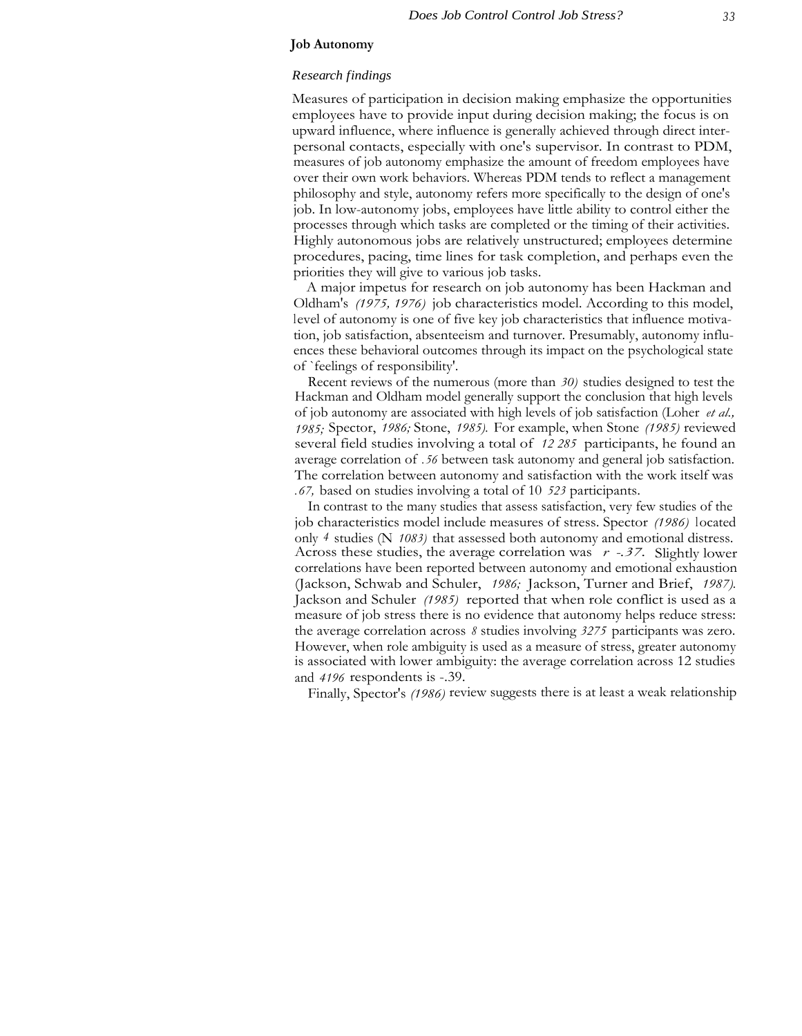### Job Autonomy

#### *Research findings*

Measures of participation in decision making emphasize the opportunities employees have to provide input during decision making; the focus is on upward influence, where influence is generally achieved through direct interpersonal contacts, especially with one's supervisor. In contrast to PDM, measures of job autonomy emphasize the amount of freedom employees have over their own work behaviors. Whereas PDM tends to reflect a management philosophy and style, autonomy refers more specifically to the design of one's job. In low-autonomy jobs, employees have little ability to control either the processes through which tasks are completed or the timing of their activities. Highly autonomous jobs are relatively unstructured; employees determine procedures, pacing, time lines for task completion, and perhaps even the priorities they will give to various job tasks.

A major impetus for research on job autonomy has been Hackman and Oldham's (1975, 1976) job characteristics model. According to this model, level of autonomy is one of five key job characteristics that influence motivation, job satisfaction, absenteeism and turnover. Presumably, autonomy influences these behavioral outcomes through its impact on the psychological state of 'feelings of responsibility'.

Recent reviews of the numerous (more than 30) studies designed to test the Hackman and Oldham model generally support the conclusion that high levels of job autonomy are associated with high levels of job satisfaction (Loher *et al.*, 1985; Spector, 1986; Stone, 1985). For example, when Stone (1985) reviewed several field studies involving a total of 12 285 participants, he found an average correlation of .56 between task autonomy and general job satisfaction. The correlation between autonomy and satisfaction with the work itself was .67, based on studies involving a total of 10 523 participants.

In contrast to the many studies that assess satisfaction, very few studies of the job characteristics model include measures of stress. Spector (1986) located only 4 studies (N 1083) that assessed both autonomy and emotional distress. Across these studies, the average correlation was $r$ -.37. Slightly lower correlations have been reported between autonomy and emotional exhaustion (Jackson, Schwab and Schuler, 1986; Jackson, Turner and Brief, 1987). Jackson and Schuler (1985) reported that when role conflict is used as a measure of job stress there is no evidence that autonomy helps reduce stress: the average correlation across 8 studies involving 3275 participants was zero. However, when role ambiguity is used as a measure of stress, greater autonomy is associated with lower ambiguity: the average correlation across 12 studies and 4196 respondents is -.39.

Finally, Spector's (1986) review suggests there is at least a weak relationship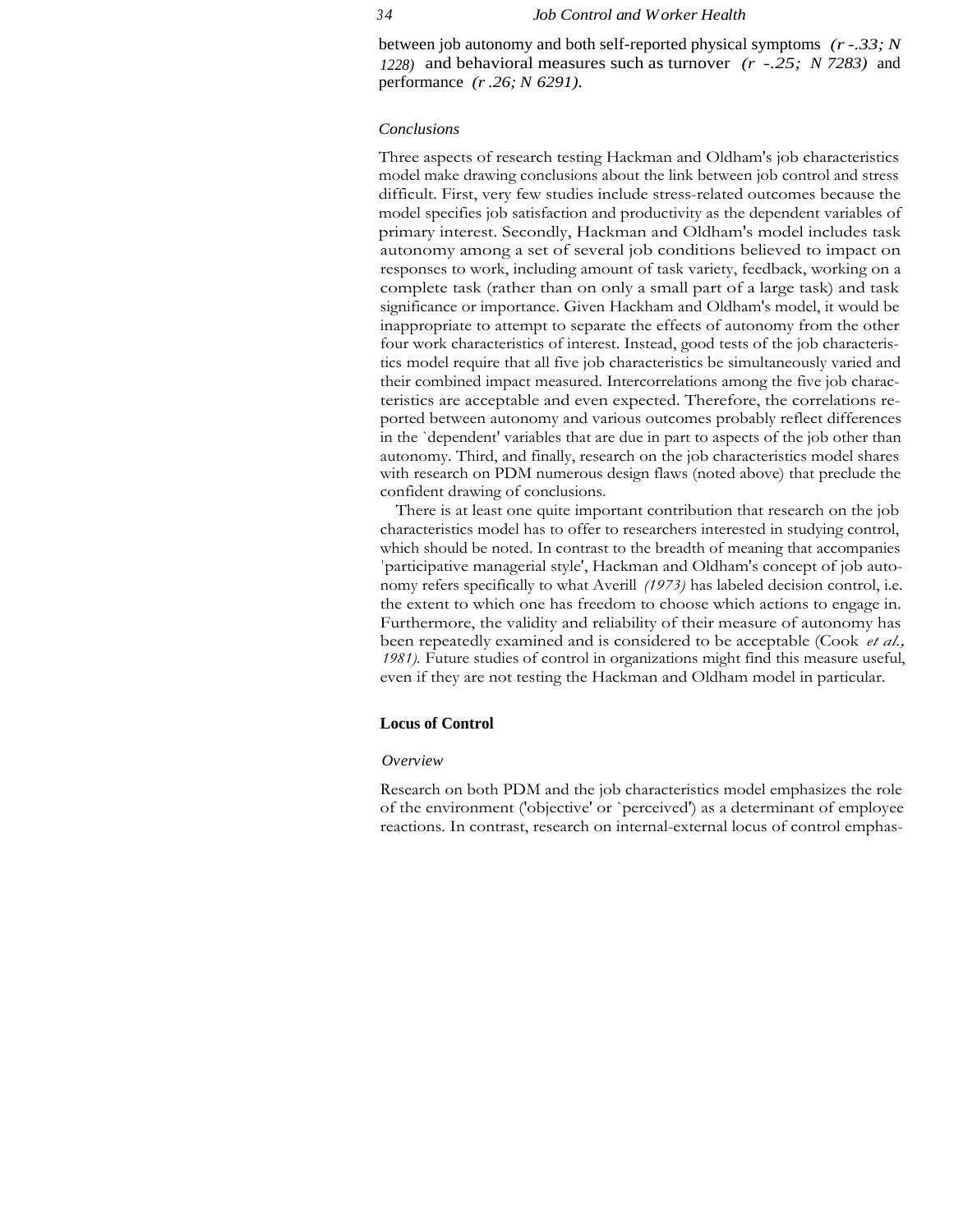between job autonomy and both self-reported physical symptoms *($r$ -.33; $N$ 1228)* and behavioral measures such as turnover *($r$ -.25; $N$ 7283)* and performance *($r$ .26; $N$ 6291)*.

### *Conclusions*

Three aspects of research testing Hackman and Oldham's job characteristics model make drawing conclusions about the link between job control and stress difficult. First, very few studies include stress-related outcomes because the model specifies job satisfaction and productivity as the dependent variables of primary interest. Secondly, Hackman and Oldham's model includes task autonomy among a set of several job conditions believed to impact on responses to work, including amount of task variety, feedback, working on a complete task (rather than on only a small part of a large task) and task significance or importance. Given Hackham and Oldham's model, it would be inappropriate to attempt to separate the effects of autonomy from the other four work characteristics of interest. Instead, good tests of the job characteristics model require that all five job characteristics be simultaneously varied and their combined impact measured. Intercorrelations among the five job characteristics are acceptable and even expected. Therefore, the correlations reported between autonomy and various outcomes probably reflect differences in the `dependent' variables that are due in part to aspects of the job other than autonomy. Third, and finally, research on the job characteristics model shares with research on PDM numerous design flaws (noted above) that preclude the confident drawing of conclusions.

There is at least one quite important contribution that research on the job characteristics model has to offer to researchers interested in studying control, which should be noted. In contrast to the breadth of meaning that accompanies 'participative managerial style', Hackman and Oldham's concept of job autonomy refers specifically to what Averill *(1973)* has labeled decision control, i.e. the extent to which one has freedom to choose which actions to engage in. Furthermore, the validity and reliability of their measure of autonomy has been repeatedly examined and is considered to be acceptable (Cook *et al., 1981).* Future studies of control in organizations might find this measure useful, even if they are not testing the Hackman and Oldham model in particular.

## **Locus of Control**

### *Overview*

Research on both PDM and the job characteristics model emphasizes the role of the environment ('objective' or `perceived') as a determinant of employee reactions. In contrast, research on internal-external locus of control emphas-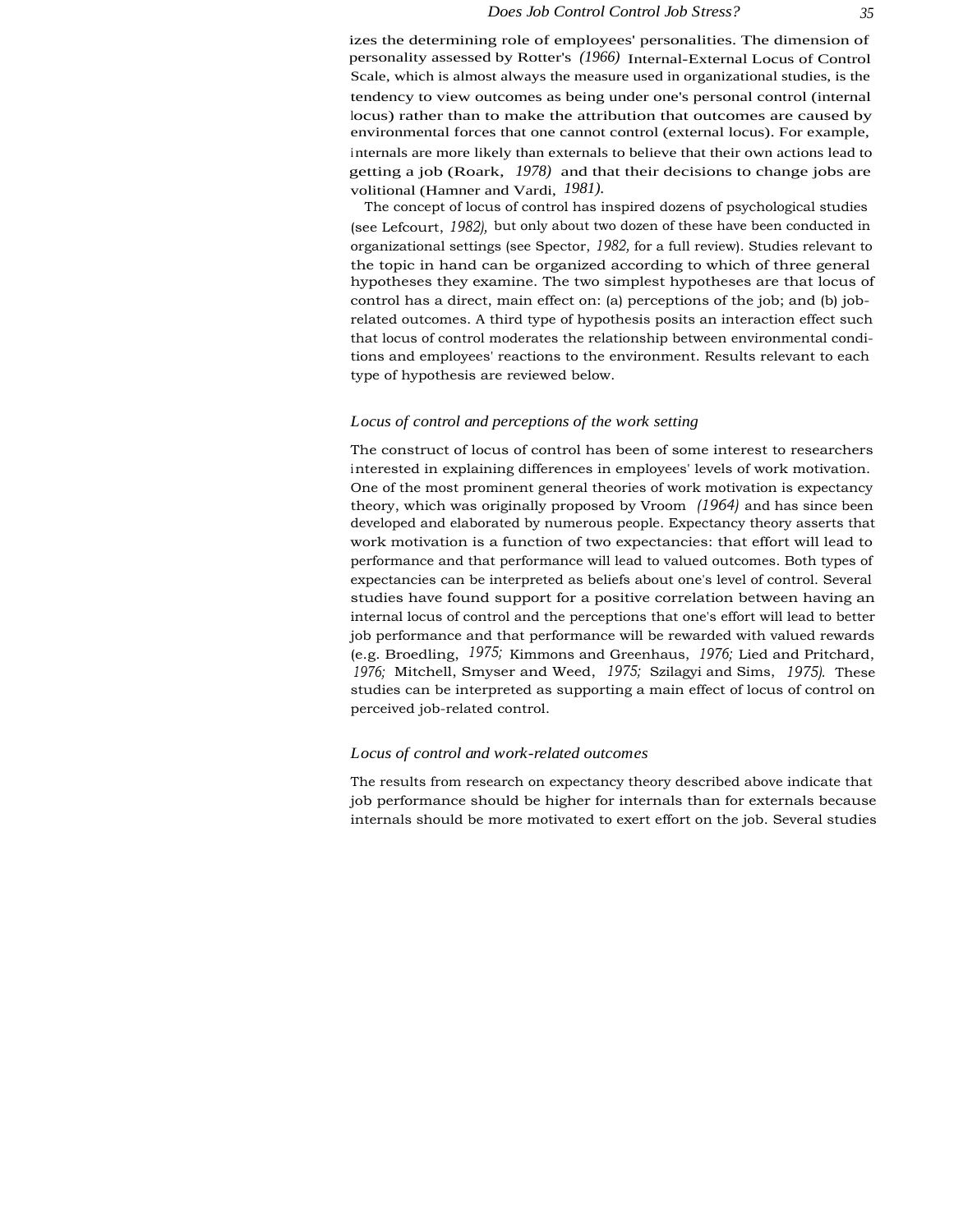izes the determining role of employees' personalities. The dimension of personality assessed by Rotter's (1966) Internal-External Locus of Control Scale, which is almost always the measure used in organizational studies, is the tendency to view outcomes as being under one's personal control (internal locus) rather than to make the attribution that outcomes are caused by environmental forces that one cannot control (external locus). For example, internals are more likely than externals to believe that their own actions lead to getting a job (Roark, 1978) and that their decisions to change jobs are volitional (Hamner and Vardi, 1981).

The concept of locus of control has inspired dozens of psychological studies (see Lefcourt, 1982), but only about two dozen of these have been conducted in organizational settings (see Spector, 1982, for a full review). Studies relevant to the topic in hand can be organized according to which of three general hypotheses they examine. The two simplest hypotheses are that locus of control has a direct, main effect on: (a) perceptions of the job; and (b) job-related outcomes. A third type of hypothesis posits an interaction effect such that locus of control moderates the relationship between environmental conditions and employees' reactions to the environment. Results relevant to each type of hypothesis are reviewed below.

### *Locus of control and perceptions of the work setting*

The construct of locus of control has been of some interest to researchers interested in explaining differences in employees' levels of work motivation. One of the most prominent general theories of work motivation is expectancy theory, which was originally proposed by Vroom (1964) and has since been developed and elaborated by numerous people. Expectancy theory asserts that work motivation is a function of two expectancies: that effort will lead to performance and that performance will lead to valued outcomes. Both types of expectancies can be interpreted as beliefs about one's level of control. Several studies have found support for a positive correlation between having an internal locus of control and the perceptions that one's effort will lead to better job performance and that performance will be rewarded with valued rewards (e.g. Broedling, 1975; Kimmons and Greenhaus, 1976; Lied and Pritchard, 1976; Mitchell, Smyser and Weed, 1975; Szilagyi and Sims, 1975). These studies can be interpreted as supporting a main effect of locus of control on perceived job-related control.

### *Locus of control and work-related outcomes*

The results from research on expectancy theory described above indicate that job performance should be higher for internals than for externals because internals should be more motivated to exert effort on the job. Several studies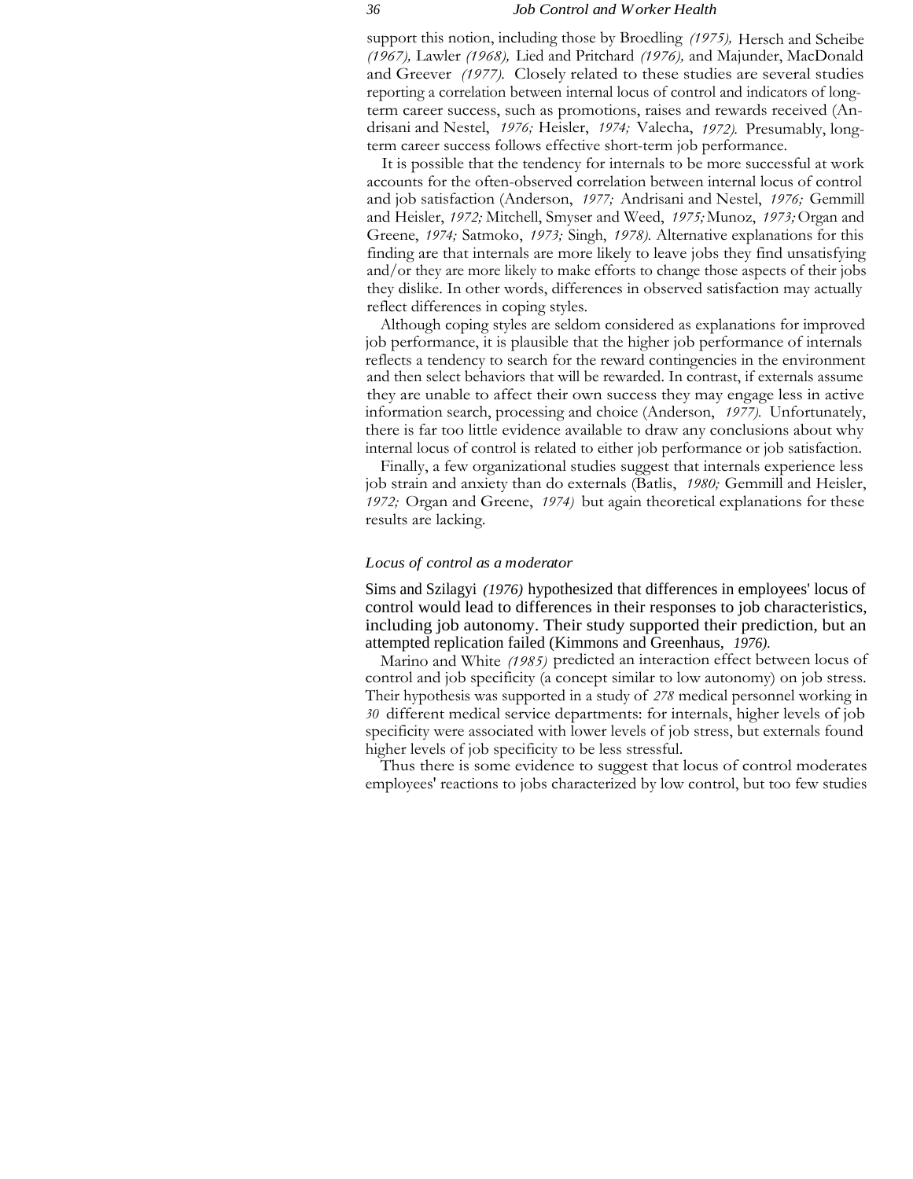support this notion, including those by Broedling *(1975),* Hersch and Scheibe *(1967),* Lawler *(1968),* Lied and Pritchard *(1976),* and Majunder, MacDonald and Greever *(1977).* Closely related to these studies are several studies reporting a correlation between internal locus of control and indicators of long-term career success, such as promotions, raises and rewards received (Andrisani and Nestel, *1976;* Heisler, *1974;* Valecha, *1972).* Presumably, long-term career success follows effective short-term job performance.

It is possible that the tendency for internals to be more successful at work accounts for the often-observed correlation between internal locus of control and job satisfaction (Anderson, *1977;* Andrisani and Nestel, *1976;* Gemmill and Heisler, *1972;* Mitchell, Smyser and Weed, *1975;* Munoz, *1973;* Organ and Greene, *1974;* Satmoko, *1973;* Singh, *1978).* Alternative explanations for this finding are that internals are more likely to leave jobs they find unsatisfying and/or they are more likely to make efforts to change those aspects of their jobs they dislike. In other words, differences in observed satisfaction may actually reflect differences in coping styles.

Although coping styles are seldom considered as explanations for improved job performance, it is plausible that the higher job performance of internals reflects a tendency to search for the reward contingencies in the environment and then select behaviors that will be rewarded. In contrast, if externals assume they are unable to affect their own success they may engage less in active information search, processing and choice (Anderson, *1977).* Unfortunately, there is far too little evidence available to draw any conclusions about why internal locus of control is related to either job performance or job satisfaction.

Finally, a few organizational studies suggest that internals experience less job strain and anxiety than do externals (Batlis, *1980;* Gemmill and Heisler, *1972;* Organ and Greene, *1974)* but again theoretical explanations for these results are lacking.

### *Locus of control as a moderator*

Sims and Szilagyi *(1976)* hypothesized that differences in employees' locus of control would lead to differences in their responses to job characteristics, including job autonomy. Their study supported their prediction, but an attempted replication failed (Kimmons and Greenhaus, *1976).*

Marino and White *(1985)* predicted an interaction effect between locus of control and job specificity (a concept similar to low autonomy) on job stress. Their hypothesis was supported in a study of *278* medical personnel working in *30* different medical service departments: for internals, higher levels of job specificity were associated with lower levels of job stress, but externals found higher levels of job specificity to be less stressful.

Thus there is some evidence to suggest that locus of control moderates employees' reactions to jobs characterized by low control, but too few studies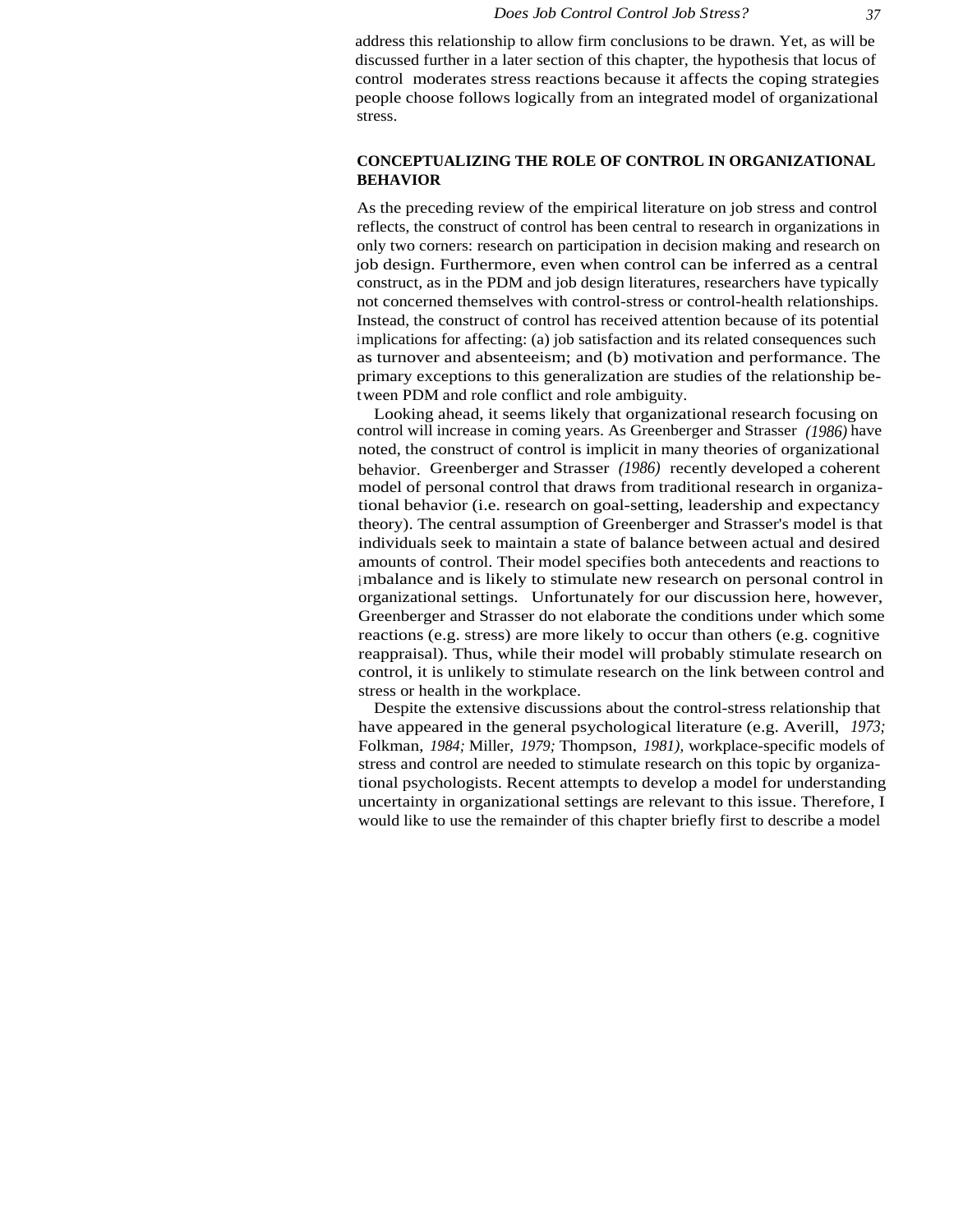address this relationship to allow firm conclusions to be drawn. Yet, as will be discussed further in a later section of this chapter, the hypothesis that locus of control moderates stress reactions because it affects the coping strategies people choose follows logically from an integrated model of organizational stress.

## CONCEPTUALIZING THE ROLE OF CONTROL IN ORGANIZATIONAL BEHAVIOR

As the preceding review of the empirical literature on job stress and control reflects, the construct of control has been central to research in organizations in only two corners: research on participation in decision making and research on job design. Furthermore, even when control can be inferred as a central construct, as in the PDM and job design literatures, researchers have typically not concerned themselves with control-stress or control-health relationships. Instead, the construct of control has received attention because of its potential implications for affecting: (a) job satisfaction and its related consequences such as turnover and absenteeism; and (b) motivation and performance. The primary exceptions to this generalization are studies of the relationship between PDM and role conflict and role ambiguity.

Looking ahead, it seems likely that organizational research focusing on control will increase in coming years. As Greenberger and Strasser *(1986)* have noted, the construct of control is implicit in many theories of organizational behavior. Greenberger and Strasser *(1986)* recently developed a coherent model of personal control that draws from traditional research in organizational behavior (i.e. research on goal-setting, leadership and expectancy theory). The central assumption of Greenberger and Strasser's model is that individuals seek to maintain a state of balance between actual and desired amounts of control. Their model specifies both antecedents and reactions to imbalance and is likely to stimulate new research on personal control in organizational settings. Unfortunately for our discussion here, however, Greenberger and Strasser do not elaborate the conditions under which some reactions (e.g. stress) are more likely to occur than others (e.g. cognitive reappraisal). Thus, while their model will probably stimulate research on control, it is unlikely to stimulate research on the link between control and stress or health in the workplace.

Despite the extensive discussions about the control-stress relationship that have appeared in the general psychological literature (e.g. Averill, *1973;* Folkman, *1984;* Miller, *1979;* Thompson, *1981),* workplace-specific models of stress and control are needed to stimulate research on this topic by organizational psychologists. Recent attempts to develop a model for understanding uncertainty in organizational settings are relevant to this issue. Therefore, I would like to use the remainder of this chapter briefly first to describe a model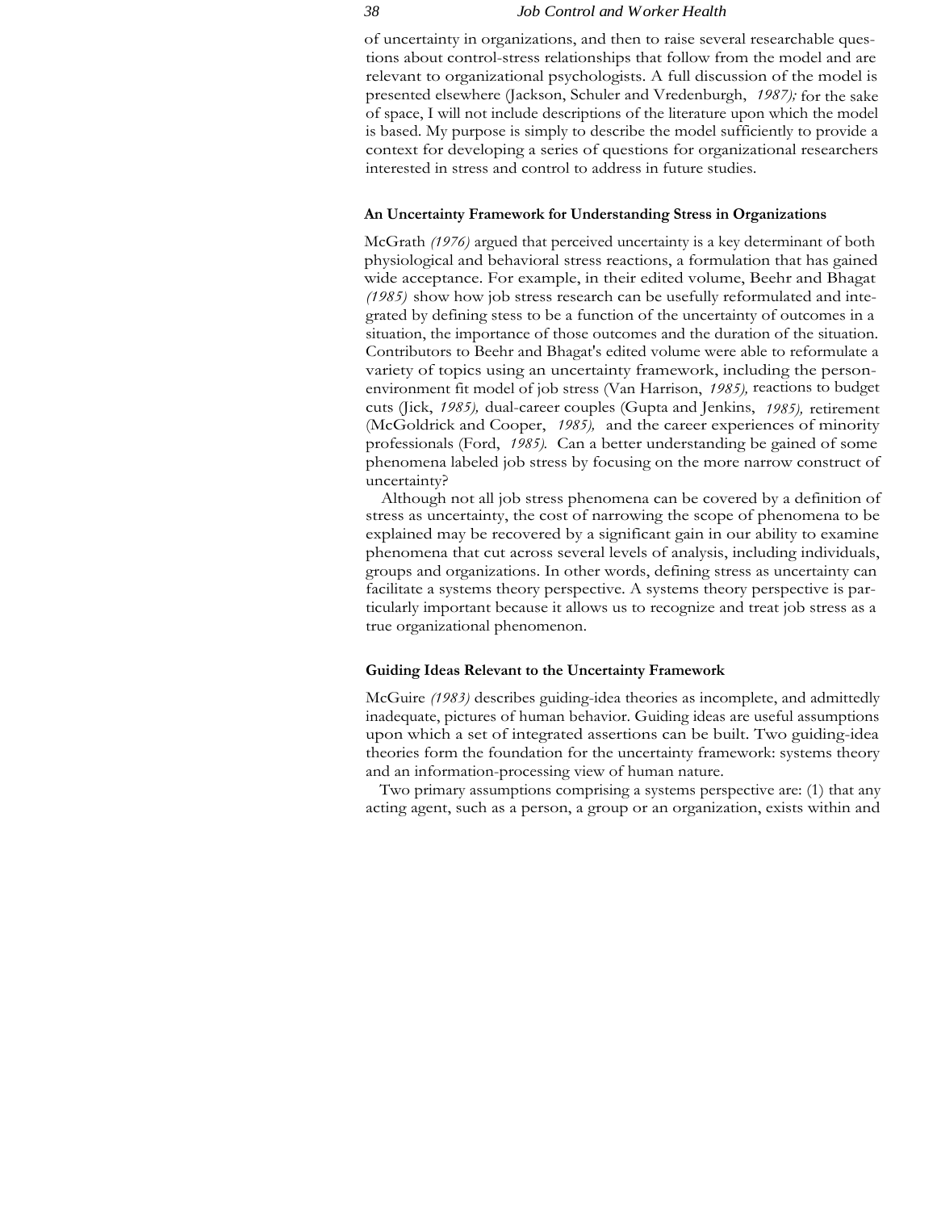of uncertainty in organizations, and then to raise several researchable questions about control-stress relationships that follow from the model and are relevant to organizational psychologists. A full discussion of the model is presented elsewhere (Jackson, Schuler and Vredenburgh, *1987)*; for the sake of space, I will not include descriptions of the literature upon which the model is based. My purpose is simply to describe the model sufficiently to provide a context for developing a series of questions for organizational researchers interested in stress and control to address in future studies.

### An Uncertainty Framework for Understanding Stress in Organizations

McGrath *(1976)* argued that perceived uncertainty is a key determinant of both physiological and behavioral stress reactions, a formulation that has gained wide acceptance. For example, in their edited volume, Beehr and Bhagat *(1985)* show how job stress research can be usefully reformulated and integrated by defining stess to be a function of the uncertainty of outcomes in a situation, the importance of those outcomes and the duration of the situation. Contributors to Beehr and Bhagat's edited volume were able to reformulate a variety of topics using an uncertainty framework, including the person-environment fit model of job stress (Van Harrison, *1985),* reactions to budget cuts (Jick, *1985),* dual-career couples (Gupta and Jenkins, *1985),* retirement (McGoldrick and Cooper, *1985),* and the career experiences of minority professionals (Ford, *1985).* Can a better understanding be gained of some phenomena labeled job stress by focusing on the more narrow construct of uncertainty?

Although not all job stress phenomena can be covered by a definition of stress as uncertainty, the cost of narrowing the scope of phenomena to be explained may be recovered by a significant gain in our ability to examine phenomena that cut across several levels of analysis, including individuals, groups and organizations. In other words, defining stress as uncertainty can facilitate a systems theory perspective. A systems theory perspective is particularly important because it allows us to recognize and treat job stress as a true organizational phenomenon.

### Guiding Ideas Relevant to the Uncertainty Framework

McGuire *(1983)* describes guiding-idea theories as incomplete, and admittedly inadequate, pictures of human behavior. Guiding ideas are useful assumptions upon which a set of integrated assertions can be built. Two guiding-idea theories form the foundation for the uncertainty framework: systems theory and an information-processing view of human nature.

Two primary assumptions comprising a systems perspective are: (1) that any acting agent, such as a person, a group or an organization, exists within and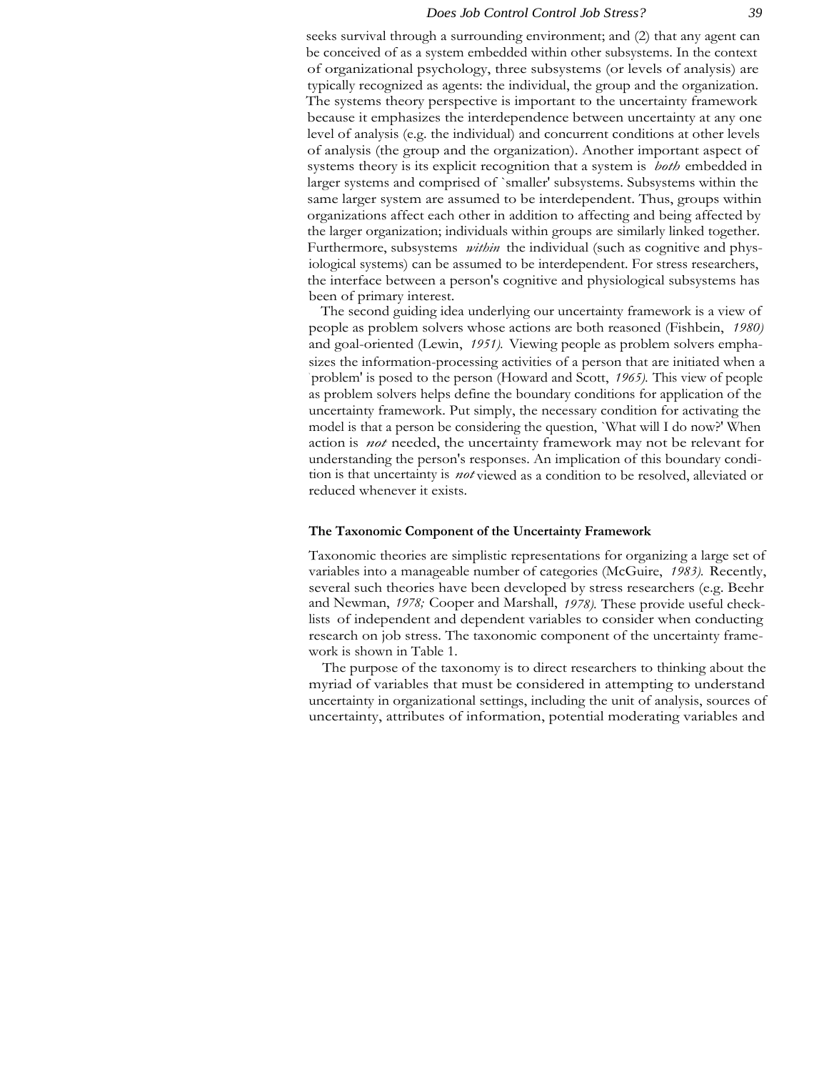seeks survival through a surrounding environment; and (2) that any agent can be conceived of as a system embedded within other subsystems. In the context of organizational psychology, three subsystems (or levels of analysis) are typically recognized as agents: the individual, the group and the organization. The systems theory perspective is important to the uncertainty framework because it emphasizes the interdependence between uncertainty at any one level of analysis (e.g. the individual) and concurrent conditions at other levels of analysis (the group and the organization). Another important aspect of systems theory is its explicit recognition that a system is *both* embedded in larger systems and comprised of `smaller' subsystems. Subsystems within the same larger system are assumed to be interdependent. Thus, groups within organizations affect each other in addition to affecting and being affected by the larger organization; individuals within groups are similarly linked together. Furthermore, subsystems *within* the individual (such as cognitive and physiological systems) can be assumed to be interdependent. For stress researchers, the interface between a person's cognitive and physiological subsystems has been of primary interest.

The second guiding idea underlying our uncertainty framework is a view of people as problem solvers whose actions are both reasoned (Fishbein, *1980)* and goal-oriented (Lewin, *1951).* Viewing people as problem solvers emphasizes the information-processing activities of a person that are initiated when a `problem' is posed to the person (Howard and Scott, *1965).* This view of people as problem solvers helps define the boundary conditions for application of the uncertainty framework. Put simply, the necessary condition for activating the model is that a person be considering the question, `What will I do now?' When action is *not* needed, the uncertainty framework may not be relevant for understanding the person's responses. An implication of this boundary condition is that uncertainty is *not* viewed as a condition to be resolved, alleviated or reduced whenever it exists.

### The Taxonomic Component of the Uncertainty Framework

Taxonomic theories are simplistic representations for organizing a large set of variables into a manageable number of categories (McGuire, *1983).* Recently, several such theories have been developed by stress researchers (e.g. Beehr and Newman, *1978;* Cooper and Marshall, *1978).* These provide useful checklists of independent and dependent variables to consider when conducting research on job stress. The taxonomic component of the uncertainty framework is shown in Table 1.

The purpose of the taxonomy is to direct researchers to thinking about the myriad of variables that must be considered in attempting to understand uncertainty in organizational settings, including the unit of analysis, sources of uncertainty, attributes of information, potential moderating variables and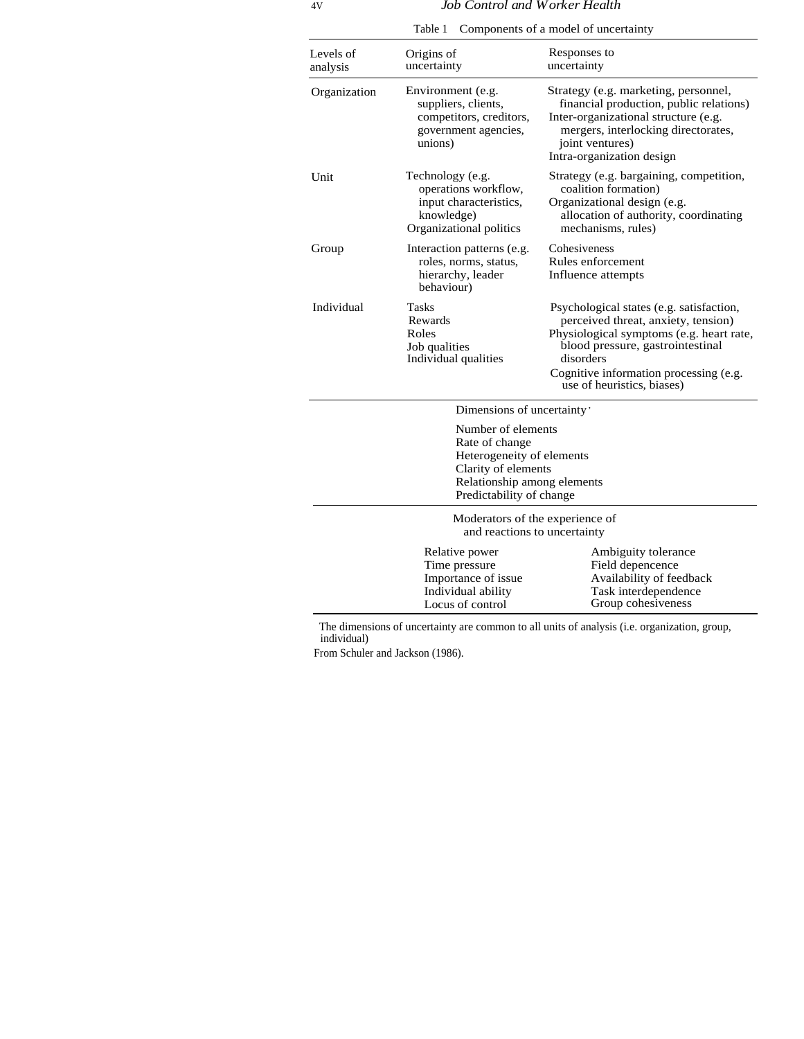Table 1 Components of a model of uncertainty

| Levels of analysis | Origins of uncertainty | Responses to uncertainty |
| --- | --- | --- |
| Organization | Environment (e.g. suppliers, clients, competitors, creditors, government agencies, unions) | Strategy (e.g. marketing, personnel, financial production, public relations)<br>Inter-organizational structure (e.g. mergers, interlocking directorates, joint ventures)<br>Intra-organization design |
| Unit | Technology (e.g. operations workflow, input characteristics, knowledge)<br>Organizational politics | Strategy (e.g. bargaining, competition, coalition formation)<br>Organizational design (e.g. allocation of authority, coordinating mechanisms, rules) |
| Group | Interaction patterns (e.g. roles, norms, status, hierarchy, leader behaviour) | Cohesiveness<br>Rules enforcement<br>Influence attempts |
| Individual | Tasks<br>Rewards<br>Roles<br>Job qualities<br>Individual qualities | Psychological states (e.g. satisfaction, perceived threat, anxiety, tension)<br>Physiological symptoms (e.g. heart rate, blood pressure, gastrointestinal disorders<br>Cognitive information processing (e.g. use of heuristics, biases) |

Dimensions of uncertainty'

- Number of elements
- Rate of change
- Heterogeneity of elements
- Clarity of elements
- Relationship among elements
- Predictability of change

Moderators of the experience of and reactions to uncertainty

| | |
| --- | --- |
| Relative power | Ambiguity tolerance |
| Time pressure | Field depencence |
| Importance of issue | Availability of feedback |
| Individual ability | Task interdependence |
| Locus of control | Group cohesiveness |

The dimensions of uncertainty are common to all units of analysis (i.e. organization, group, individual)

From Schuler and Jackson (1986).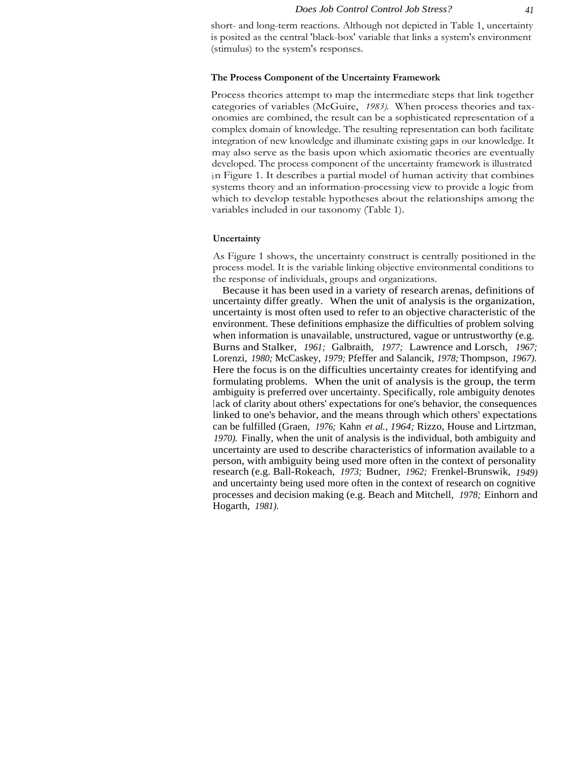short- and long-term reactions. Although not depicted in Table 1, uncertainty is posited as the central 'black-box' variable that links a system's environment (stimulus) to the system's responses.

### The Process Component of the Uncertainty Framework

Process theories attempt to map the intermediate steps that link together categories of variables (McGuire, *1983).* When process theories and taxonomies are combined, the result can be a sophisticated representation of a complex domain of knowledge. The resulting representation can both facilitate integration of new knowledge and illuminate existing gaps in our knowledge. It may also serve as the basis upon which axiomatic theories are eventually developed. The process component of the uncertainty framework is illustrated in Figure 1. It describes a partial model of human activity that combines systems theory and an information-processing view to provide a logic from which to develop testable hypotheses about the relationships among the variables included in our taxonomy (Table 1).

### Uncertainty

As Figure 1 shows, the uncertainty construct is centrally positioned in the process model. It is the variable linking objective environmental conditions to the response of individuals, groups and organizations.

Because it has been used in a variety of research arenas, definitions of uncertainty differ greatly. When the unit of analysis is the organization, uncertainty is most often used to refer to an objective characteristic of the environment. These definitions emphasize the difficulties of problem solving when information is unavailable, unstructured, vague or untrustworthy (e.g. Burns and Stalker, *1961;* Galbraith, *1977;* Lawrence and Lorsch, *1967;* Lorenzi, *1980;* McCaskey, *1979;* Pfeffer and Salancik, *1978;* Thompson, *1967).* Here the focus is on the difficulties uncertainty creates for identifying and formulating problems. When the unit of analysis is the group, the term ambiguity is preferred over uncertainty. Specifically, role ambiguity denotes lack of clarity about others' expectations for one's behavior, the consequences linked to one's behavior, and the means through which others' expectations can be fulfilled (Graen, *1976;* Kahn *et al., 1964;* Rizzo, House and Lirtzman, *1970).* Finally, when the unit of analysis is the individual, both ambiguity and uncertainty are used to describe characteristics of information available to a person, with ambiguity being used more often in the context of personality research (e.g. Ball-Rokeach, *1973;* Budner, *1962;* Frenkel-Brunswik, *1949)* and uncertainty being used more often in the context of research on cognitive processes and decision making (e.g. Beach and Mitchell, *1978;* Einhorn and Hogarth, *1981).*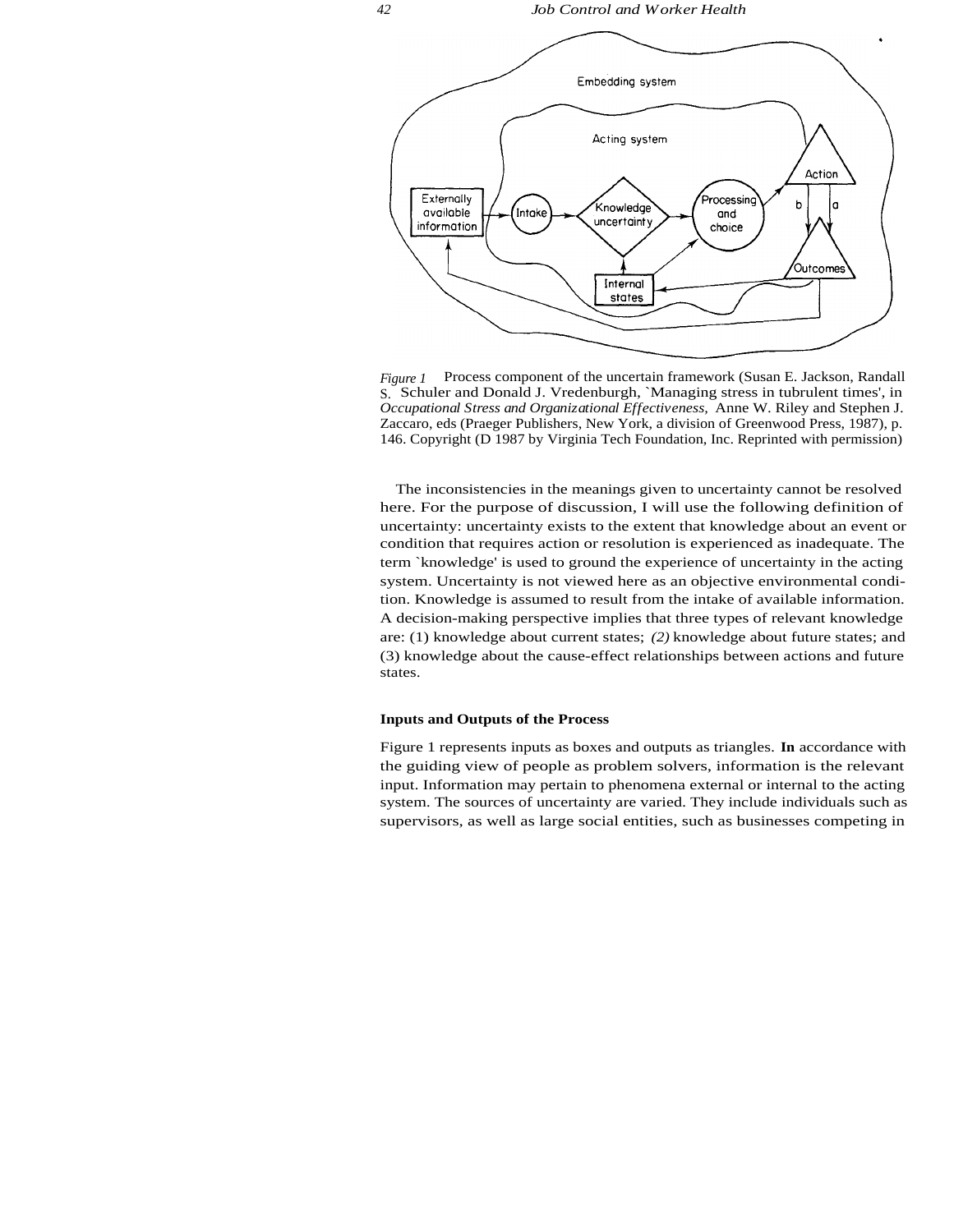*Figure 1* Process component of the uncertain framework (Susan E. Jackson, Randall S. Schuler and Donald J. Vredenburgh, `Managing stress in tubrulent times', in *Occupational Stress and Organizational Effectiveness,* Anne W. Riley and Stephen J. Zaccaro, eds (Praeger Publishers, New York, a division of Greenwood Press, 1987), p. 146. Copyright (D 1987 by Virginia Tech Foundation, Inc. Reprinted with permission)

The inconsistencies in the meanings given to uncertainty cannot be resolved here. For the purpose of discussion, I will use the following definition of uncertainty: uncertainty exists to the extent that knowledge about an event or condition that requires action or resolution is experienced as inadequate. The term `knowledge' is used to ground the experience of uncertainty in the acting system. Uncertainty is not viewed here as an objective environmental condition. Knowledge is assumed to result from the intake of available information. A decision-making perspective implies that three types of relevant knowledge are: (1) knowledge about current states; *(2)* knowledge about future states; and (3) knowledge about the cause-effect relationships between actions and future states.

**Inputs and Outputs of the Process**

Figure 1 represents inputs as boxes and outputs as triangles. **In** accordance with the guiding view of people as problem solvers, information is the relevant input. Information may pertain to phenomena external or internal to the acting system. The sources of uncertainty are varied. They include individuals such as supervisors, as well as large social entities, such as businesses competing in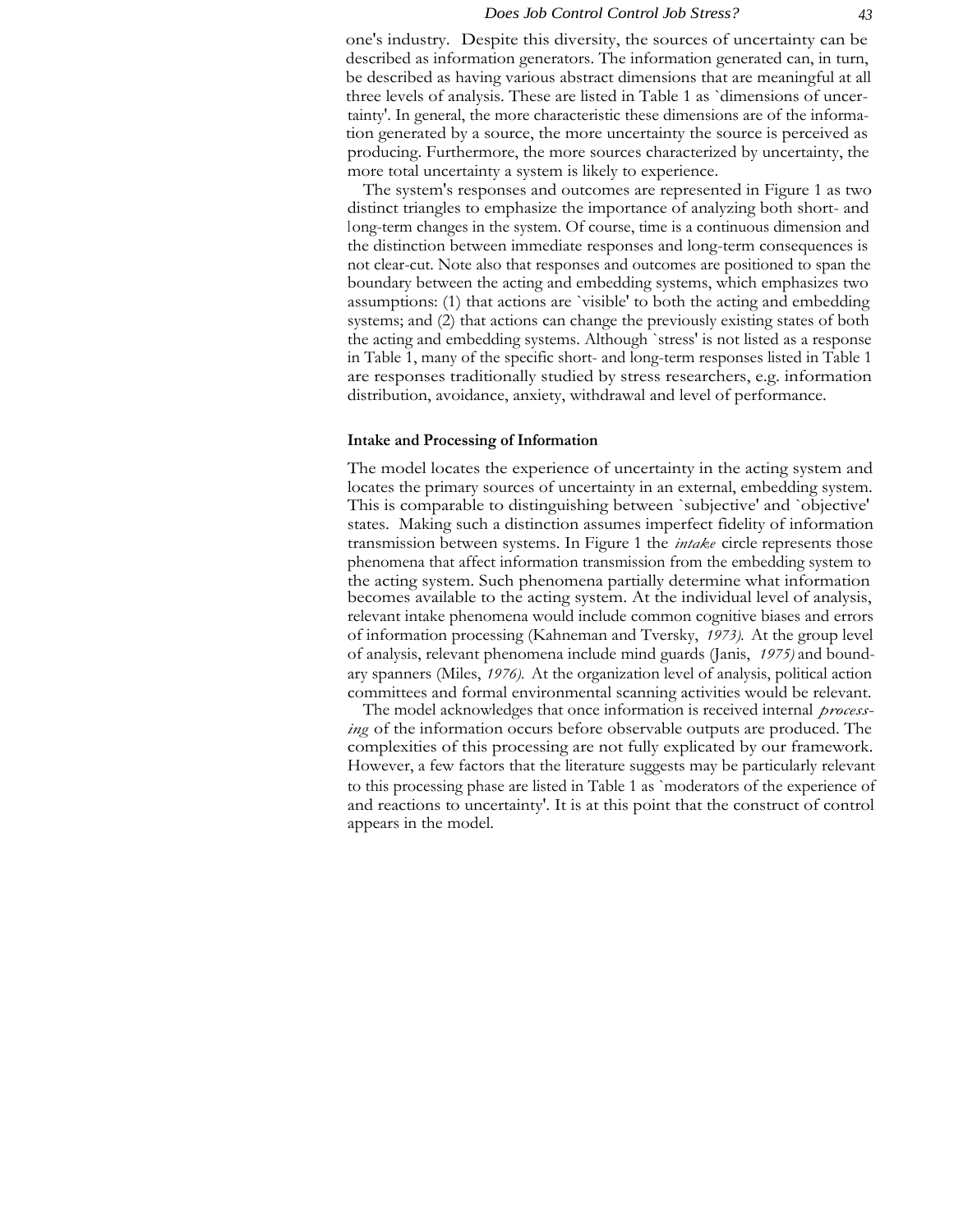one's industry. Despite this diversity, the sources of uncertainty can be described as information generators. The information generated can, in turn, be described as having various abstract dimensions that are meaningful at all three levels of analysis. These are listed in Table 1 as `dimensions of uncertainty'. In general, the more characteristic these dimensions are of the information generated by a source, the more uncertainty the source is perceived as producing. Furthermore, the more sources characterized by uncertainty, the more total uncertainty a system is likely to experience.

The system's responses and outcomes are represented in Figure 1 as two distinct triangles to emphasize the importance of analyzing both short- and long-term changes in the system. Of course, time is a continuous dimension and the distinction between immediate responses and long-term consequences is not clear-cut. Note also that responses and outcomes are positioned to span the boundary between the acting and embedding systems, which emphasizes two assumptions: (1) that actions are `visible' to both the acting and embedding systems; and (2) that actions can change the previously existing states of both the acting and embedding systems. Although `stress' is not listed as a response in Table 1, many of the specific short- and long-term responses listed in Table 1 are responses traditionally studied by stress researchers, e.g. information distribution, avoidance, anxiety, withdrawal and level of performance.

### Intake and Processing of Information

The model locates the experience of uncertainty in the acting system and locates the primary sources of uncertainty in an external, embedding system. This is comparable to distinguishing between `subjective' and `objective' states. Making such a distinction assumes imperfect fidelity of information transmission between systems. In Figure 1 the *intake* circle represents those phenomena that affect information transmission from the embedding system to the acting system. Such phenomena partially determine what information becomes available to the acting system. At the individual level of analysis, relevant intake phenomena would include common cognitive biases and errors of information processing (Kahneman and Tversky, *1973).* At the group level of analysis, relevant phenomena include mind guards (Janis, *1975)* and boundary spanners (Miles, *1976).* At the organization level of analysis, political action committees and formal environmental scanning activities would be relevant.

The model acknowledges that once information is received internal *processing* of the information occurs before observable outputs are produced. The complexities of this processing are not fully explicated by our framework. However, a few factors that the literature suggests may be particularly relevant to this processing phase are listed in Table 1 as `moderators of the experience of and reactions to uncertainty'. It is at this point that the construct of control appears in the model.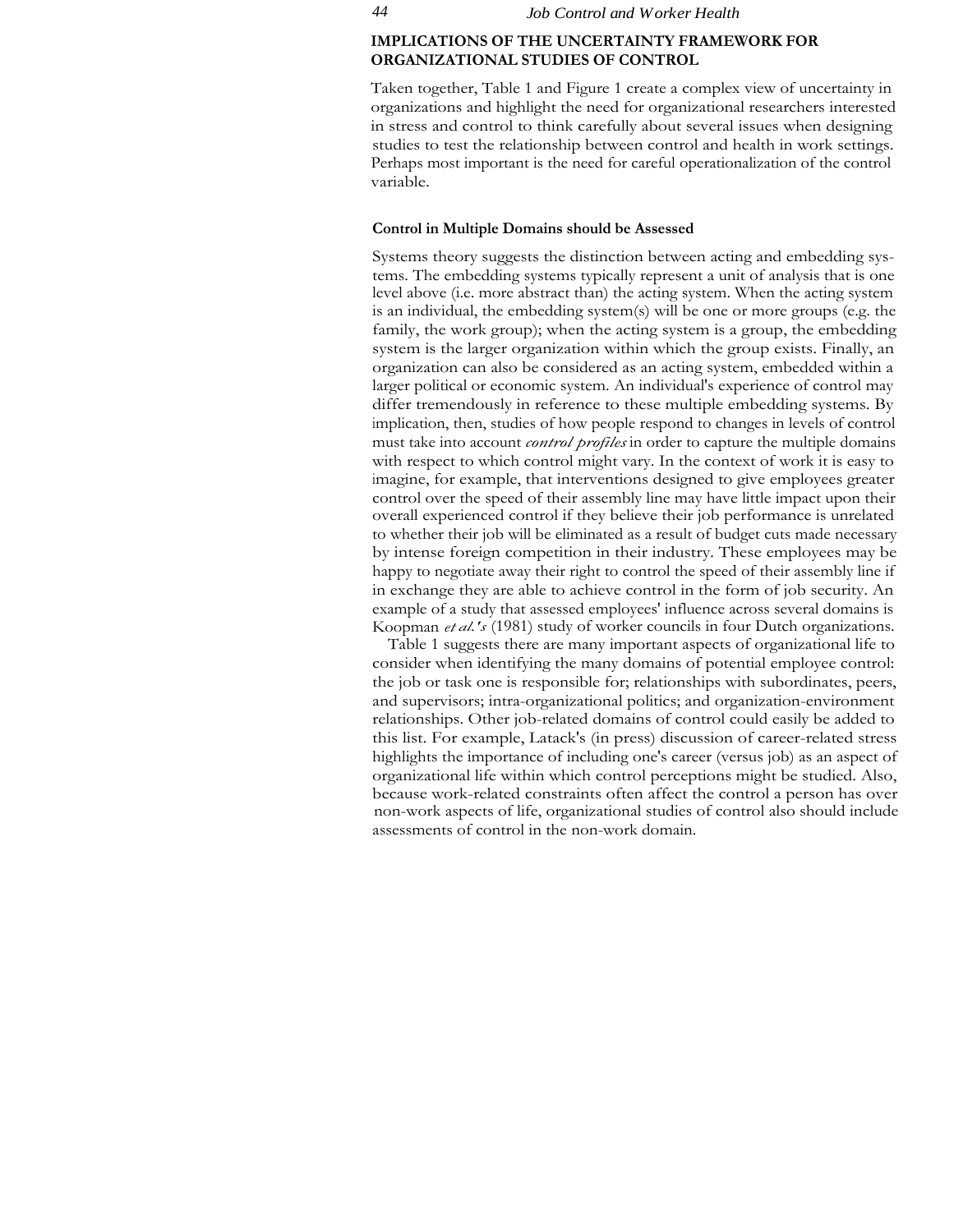## IMPLICATIONS OF THE UNCERTAINTY FRAMEWORK FOR ORGANIZATIONAL STUDIES OF CONTROL

Taken together, Table 1 and Figure 1 create a complex view of uncertainty in organizations and highlight the need for organizational researchers interested in stress and control to think carefully about several issues when designing studies to test the relationship between control and health in work settings. Perhaps most important is the need for careful operationalization of the control variable.

### Control in Multiple Domains should be Assessed

Systems theory suggests the distinction between acting and embedding systems. The embedding systems typically represent a unit of analysis that is one level above (i.e. more abstract than) the acting system. When the acting system is an individual, the embedding system(s) will be one or more groups (e.g. the family, the work group); when the acting system is a group, the embedding system is the larger organization within which the group exists. Finally, an organization can also be considered as an acting system, embedded within a larger political or economic system. An individual's experience of control may differ tremendously in reference to these multiple embedding systems. By implication, then, studies of how people respond to changes in levels of control must take into account *control profiles* in order to capture the multiple domains with respect to which control might vary. In the context of work it is easy to imagine, for example, that interventions designed to give employees greater control over the speed of their assembly line may have little impact upon their overall experienced control if they believe their job performance is unrelated to whether their job will be eliminated as a result of budget cuts made necessary by intense foreign competition in their industry. These employees may be happy to negotiate away their right to control the speed of their assembly line if in exchange they are able to achieve control in the form of job security. An example of a study that assessed employees' influence across several domains is Koopman *et al.'s* (1981) study of worker councils in four Dutch organizations.

Table 1 suggests there are many important aspects of organizational life to consider when identifying the many domains of potential employee control: the job or task one is responsible for; relationships with subordinates, peers, and supervisors; intra-organizational politics; and organization-environment relationships. Other job-related domains of control could easily be added to this list. For example, Latack's (in press) discussion of career-related stress highlights the importance of including one's career (versus job) as an aspect of organizational life within which control perceptions might be studied. Also, because work-related constraints often affect the control a person has over non-work aspects of life, organizational studies of control also should include assessments of control in the non-work domain.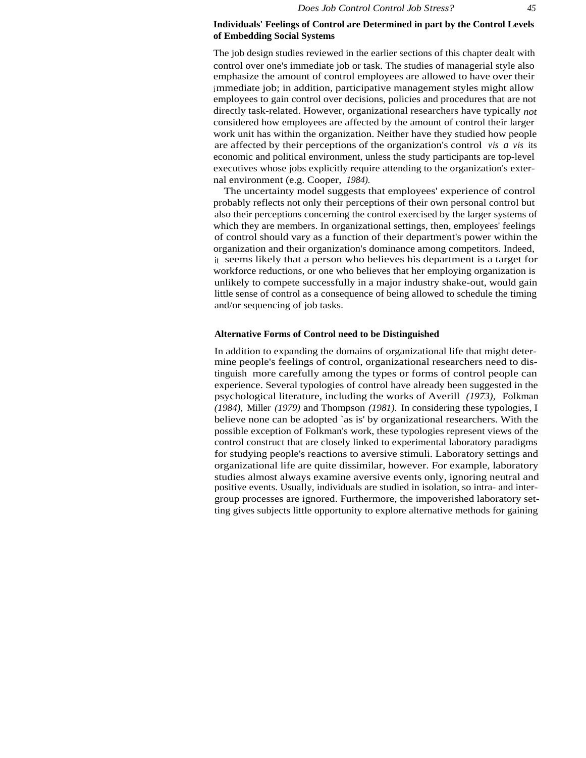**Individuals' Feelings of Control are Determined in part by the Control Levels of Embedding Social Systems**

The job design studies reviewed in the earlier sections of this chapter dealt with control over one's immediate job or task. The studies of managerial style also emphasize the amount of control employees are allowed to have over their immediate job; in addition, participative management styles might allow employees to gain control over decisions, policies and procedures that are not directly task-related. However, organizational researchers have typically *not* considered how employees are affected by the amount of control their larger work unit has within the organization. Neither have they studied how people are affected by their perceptions of the organization's control *vis a vis* its economic and political environment, unless the study participants are top-level executives whose jobs explicitly require attending to the organization's external environment (e.g. Cooper, *1984).*

The uncertainty model suggests that employees' experience of control probably reflects not only their perceptions of their own personal control but also their perceptions concerning the control exercised by the larger systems of which they are members. In organizational settings, then, employees' feelings of control should vary as a function of their department's power within the organization and their organization's dominance among competitors. Indeed, it seems likely that a person who believes his department is a target for workforce reductions, or one who believes that her employing organization is unlikely to compete successfully in a major industry shake-out, would gain little sense of control as a consequence of being allowed to schedule the timing and/or sequencing of job tasks.

**Alternative Forms of Control need to be Distinguished**

In addition to expanding the domains of organizational life that might determine people's feelings of control, organizational researchers need to distinguish more carefully among the types or forms of control people can experience. Several typologies of control have already been suggested in the psychological literature, including the works of Averill *(1973),* Folkman *(1984),* Miller *(1979)* and Thompson *(1981).* In considering these typologies, I believe none can be adopted `as is' by organizational researchers. With the possible exception of Folkman's work, these typologies represent views of the control construct that are closely linked to experimental laboratory paradigms for studying people's reactions to aversive stimuli. Laboratory settings and organizational life are quite dissimilar, however. For example, laboratory studies almost always examine aversive events only, ignoring neutral and positive events. Usually, individuals are studied in isolation, so intra- and intergroup processes are ignored. Furthermore, the impoverished laboratory setting gives subjects little opportunity to explore alternative methods for gaining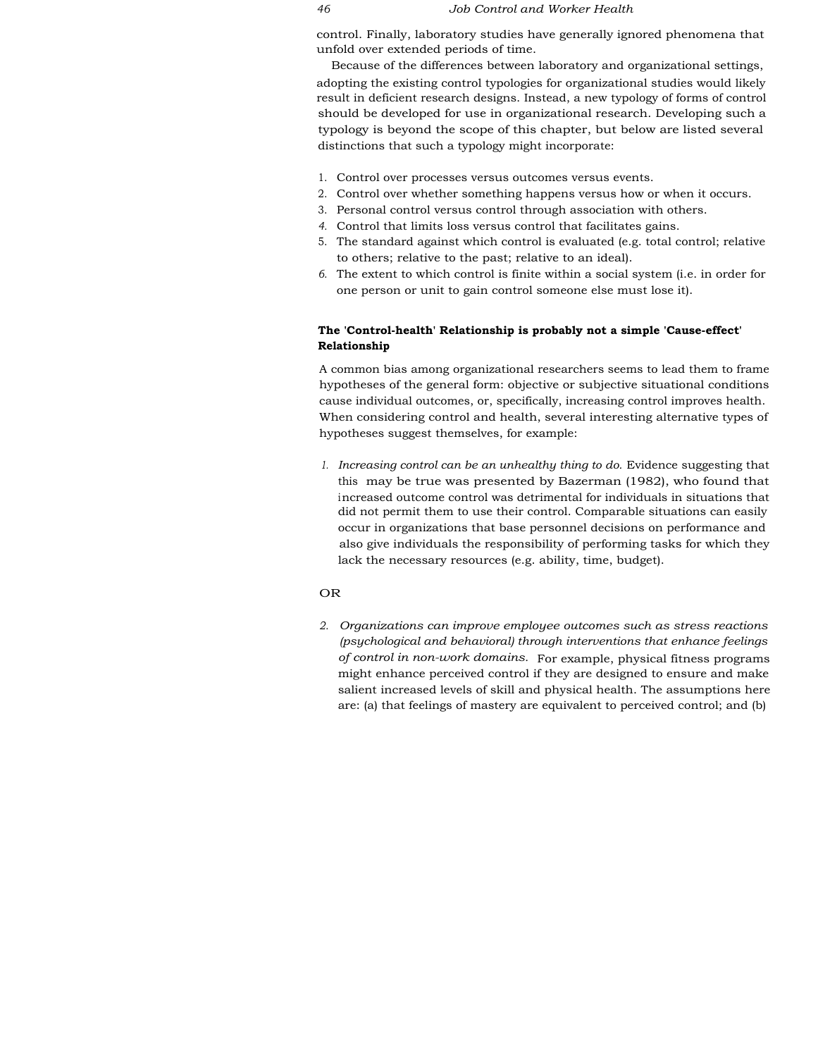control. Finally, laboratory studies have generally ignored phenomena that unfold over extended periods of time.

Because of the differences between laboratory and organizational settings, adopting the existing control typologies for organizational studies would likely result in deficient research designs. Instead, a new typology of forms of control should be developed for use in organizational research. Developing such a typology is beyond the scope of this chapter, but below are listed several distinctions that such a typology might incorporate:

1. Control over processes versus outcomes versus events.
2. Control over whether something happens versus how or when it occurs.
3. Personal control versus control through association with others.
4. Control that limits loss versus control that facilitates gains.
5. The standard against which control is evaluated (e.g. total control; relative to others; relative to the past; relative to an ideal).
6. The extent to which control is finite within a social system (i.e. in order for one person or unit to gain control someone else must lose it).

### The 'Control-health' Relationship is probably not a simple 'Cause-effect' Relationship

A common bias among organizational researchers seems to lead them to frame hypotheses of the general form: objective or subjective situational conditions cause individual outcomes, or, specifically, increasing control improves health. When considering control and health, several interesting alternative types of hypotheses suggest themselves, for example:

1. *Increasing control can be an unhealthy thing to do.* Evidence suggesting that this may be true was presented by Bazerman (1982), who found that increased outcome control was detrimental for individuals in situations that did not permit them to use their control. Comparable situations can easily occur in organizations that base personnel decisions on performance and also give individuals the responsibility of performing tasks for which they lack the necessary resources (e.g. ability, time, budget).

OR

2. *Organizations can improve employee outcomes such as stress reactions (psychological and behavioral) through interventions that enhance feelings of control in non-work domains.* For example, physical fitness programs might enhance perceived control if they are designed to ensure and make salient increased levels of skill and physical health. The assumptions here are: (a) that feelings of mastery are equivalent to perceived control; and (b)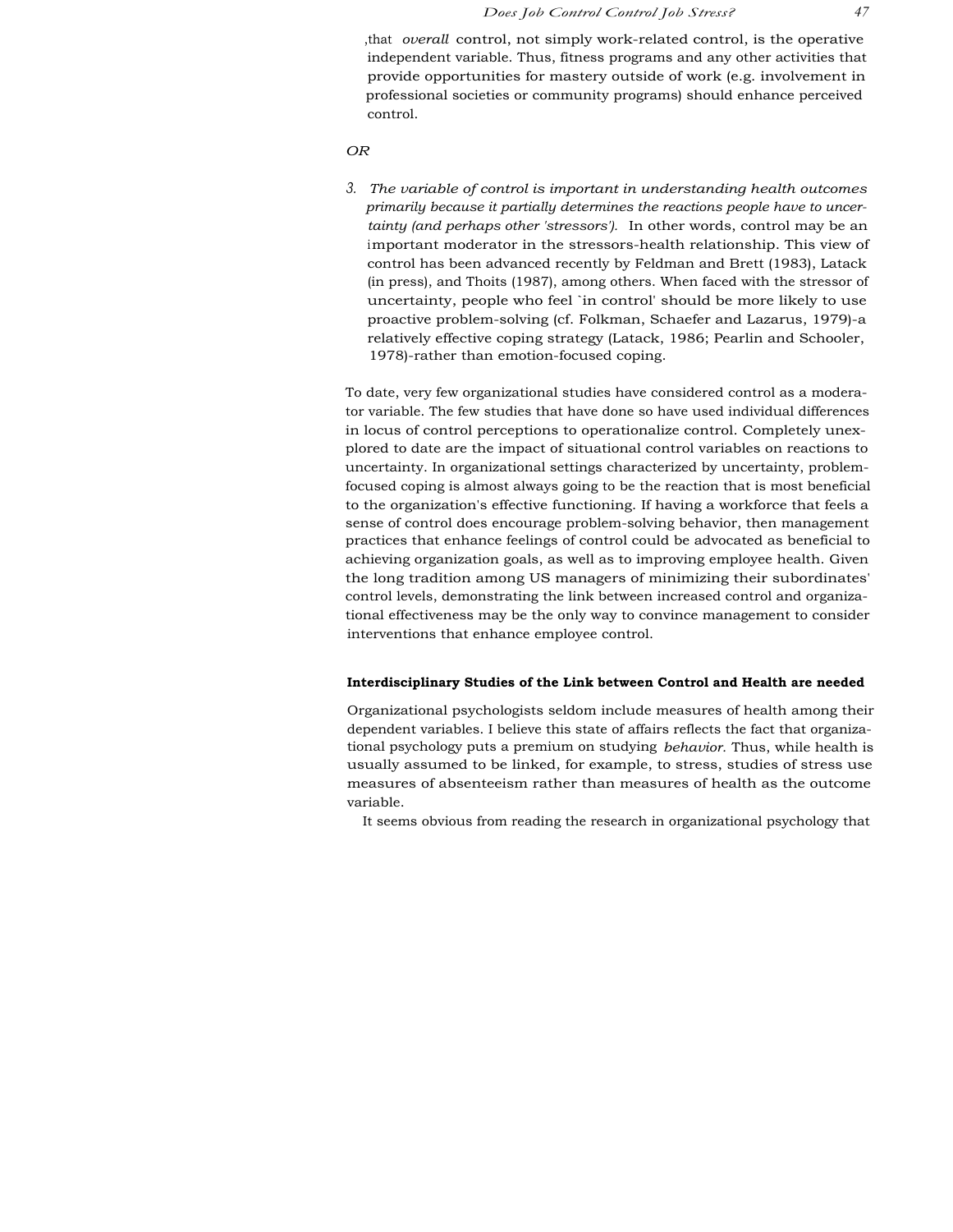that *overall* control, not simply work-related control, is the operative independent variable. Thus, fitness programs and any other activities that provide opportunities for mastery outside of work (e.g. involvement in professional societies or community programs) should enhance perceived control.

*OR*

3. *The variable of control is important in understanding health outcomes primarily because it partially determines the reactions people have to uncertainty (and perhaps other 'stressors').* In other words, control may be an important moderator in the stressors-health relationship. This view of control has been advanced recently by Feldman and Brett (1983), Latack (in press), and Thoits (1987), among others. When faced with the stressor of uncertainty, people who feel 'in control' should be more likely to use proactive problem-solving (cf. Folkman, Schaefer and Lazarus, 1979)-a relatively effective coping strategy (Latack, 1986; Pearlin and Schooler, 1978)-rather than emotion-focused coping.

To date, very few organizational studies have considered control as a moderator variable. The few studies that have done so have used individual differences in locus of control perceptions to operationalize control. Completely unexplored to date are the impact of situational control variables on reactions to uncertainty. In organizational settings characterized by uncertainty, problem-focused coping is almost always going to be the reaction that is most beneficial to the organization's effective functioning. If having a workforce that feels a sense of control does encourage problem-solving behavior, then management practices that enhance feelings of control could be advocated as beneficial to achieving organization goals, as well as to improving employee health. Given the long tradition among US managers of minimizing their subordinates' control levels, demonstrating the link between increased control and organizational effectiveness may be the only way to convince management to consider interventions that enhance employee control.

## Interdisciplinary Studies of the Link between Control and Health are needed

Organizational psychologists seldom include measures of health among their dependent variables. I believe this state of affairs reflects the fact that organizational psychology puts a premium on studying *behavior.* Thus, while health is usually assumed to be linked, for example, to stress, studies of stress use measures of absenteeism rather than measures of health as the outcome variable.

It seems obvious from reading the research in organizational psychology that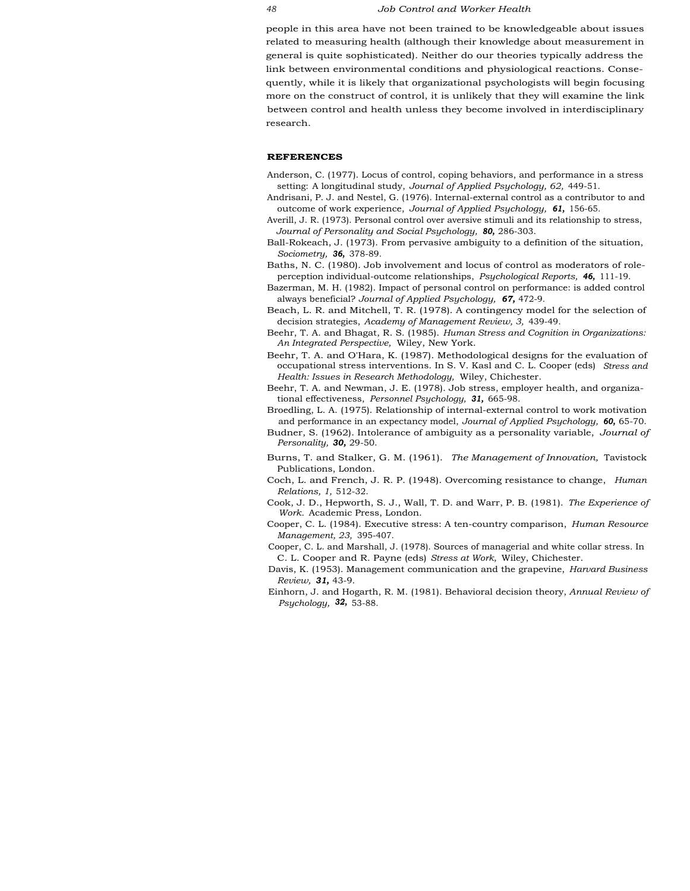people in this area have not been trained to be knowledgeable about issues related to measuring health (although their knowledge about measurement in general is quite sophisticated). Neither do our theories typically address the link between environmental conditions and physiological reactions. Consequently, while it is likely that organizational psychologists will begin focusing more on the construct of control, it is unlikely that they will examine the link between control and health unless they become involved in interdisciplinary research.

## REFERENCES

Anderson, C. (1977). Locus of control, coping behaviors, and performance in a stress setting: A longitudinal study, *Journal of Applied Psychology, 62,* 449-51.

Andrisani, P. J. and Nestel, G. (1976). Internal-external control as a contributor to and outcome of work experience, *Journal of Applied Psychology,* ***61,*** 156-65.

Averill, J. R. (1973). Personal control over aversive stimuli and its relationship to stress, *Journal of Personality and Social Psychology,* ***80,*** 286-303.

Ball-Rokeach, J. (1973). From pervasive ambiguity to a definition of the situation, *Sociometry,* ***36,*** 378-89.

Baths, N. C. (1980). Job involvement and locus of control as moderators of role-perception individual-outcome relationships, *Psychological Reports,* ***46,*** 111-19.

Bazerman, M. H. (1982). Impact of personal control on performance: is added control always beneficial? *Journal of Applied Psychology,* ***67,*** 472-9.

Beach, L. R. and Mitchell, T. R. (1978). A contingency model for the selection of decision strategies, *Academy of Management Review, 3,* 439-49.

Beehr, T. A. and Bhagat, R. S. (1985). *Human Stress and Cognition in Organizations: An Integrated Perspective,* Wiley, New York.

Beehr, T. A. and O'Hara, K. (1987). Methodological designs for the evaluation of occupational stress interventions. In S. V. Kasl and C. L. Cooper (eds) *Stress and Health: Issues in Research Methodology,* Wiley, Chichester.

Beehr, T. A. and Newman, J. E. (1978). Job stress, employer health, and organizational effectiveness, *Personnel Psychology,* ***31,*** 665-98.

Broedling, L. A. (1975). Relationship of internal-external control to work motivation and performance in an expectancy model, *Journal of Applied Psychology,* ***60,*** 65-70.

Budner, S. (1962). Intolerance of ambiguity as a personality variable, *Journal of Personality,* ***30,*** 29-50.

Burns, T. and Stalker, G. M. (1961). *The Management of Innovation,* Tavistock Publications, London.

Coch, L. and French, J. R. P. (1948). Overcoming resistance to change, *Human Relations, 1,* 512-32.

Cook, J. D., Hepworth, S. J., Wall, T. D. and Warr, P. B. (1981). *The Experience of Work.* Academic Press, London.

Cooper, C. L. (1984). Executive stress: A ten-country comparison, *Human Resource Management, 23,* 395-407.

Cooper, C. L. and Marshall, J. (1978). Sources of managerial and white collar stress. In C. L. Cooper and R. Payne (eds) *Stress at Work,* Wiley, Chichester.

Davis, K. (1953). Management communication and the grapevine, *Harvard Business Review,* ***31,*** 43-9.

Einhorn, J. and Hogarth, R. M. (1981). Behavioral decision theory, *Annual Review of Psychology,* ***32,*** 53-88.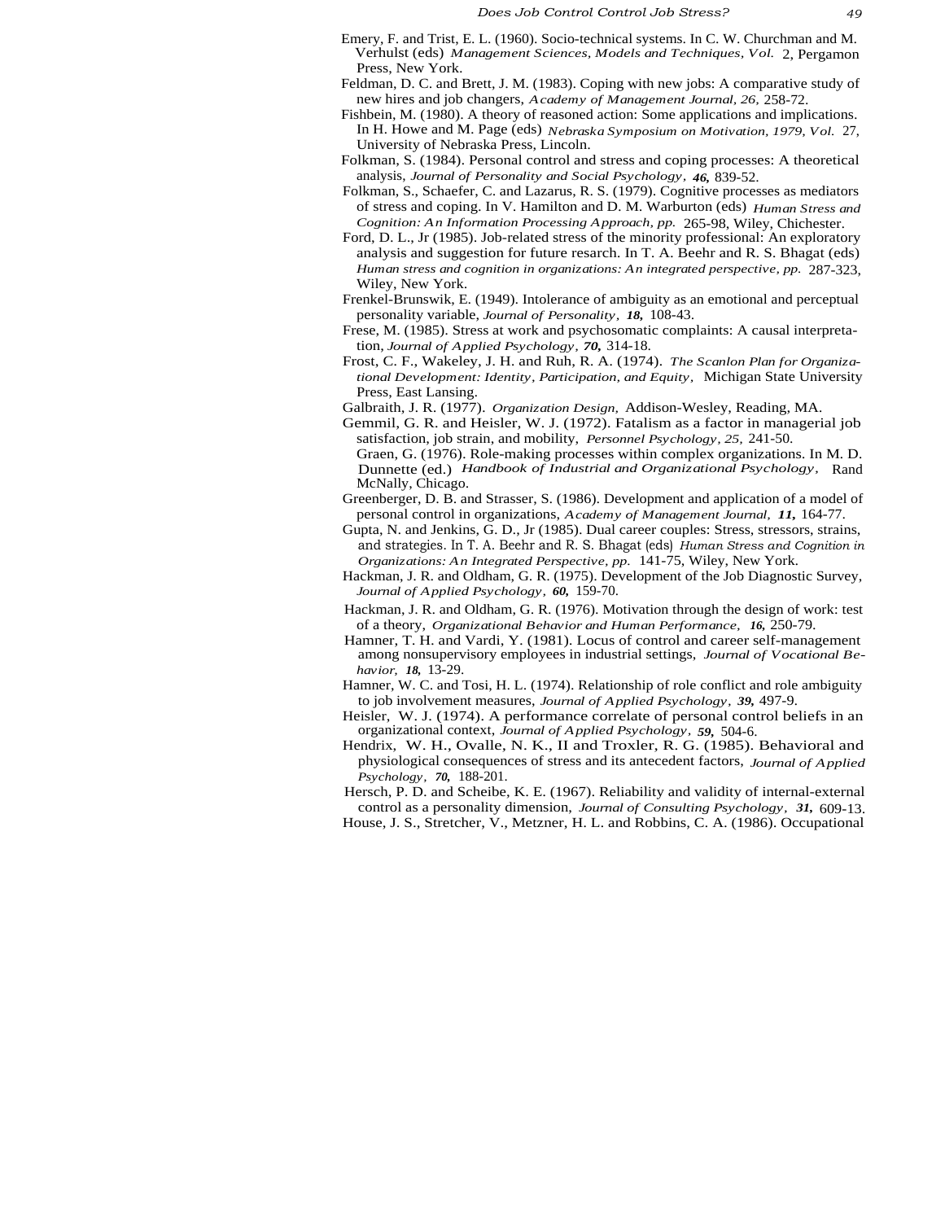Emery, F. and Trist, E. L. (1960). Socio-technical systems. In C. W. Churchman and M. Verhulst (eds) *Management Sciences, Models and Techniques, Vol.* 2, Pergamon Press, New York.

Feldman, D. C. and Brett, J. M. (1983). Coping with new jobs: A comparative study of new hires and job changers, *Academy of Management Journal, 26,* 258-72.

Fishbein, M. (1980). A theory of reasoned action: Some applications and implications. In H. Howe and M. Page (eds) *Nebraska Symposium on Motivation, 1979, Vol.* 27, University of Nebraska Press, Lincoln.

Folkman, S. (1984). Personal control and stress and coping processes: A theoretical analysis, *Journal of Personality and Social Psychology*, ***46,*** 839-52.

Folkman, S., Schaefer, C. and Lazarus, R. S. (1979). Cognitive processes as mediators of stress and coping. In V. Hamilton and D. M. Warburton (eds) *Human Stress and Cognition: An Information Processing Approach, pp.* 265-98, Wiley, Chichester.

Ford, D. L., Jr (1985). Job-related stress of the minority professional: An exploratory analysis and suggestion for future resarch. In T. A. Beehr and R. S. Bhagat (eds) *Human stress and cognition in organizations: An integrated perspective, pp.* 287-323, Wiley, New York.

Frenkel-Brunswik, E. (1949). Intolerance of ambiguity as an emotional and perceptual personality variable, *Journal of Personality*, ***18,*** 108-43.

Frese, M. (1985). Stress at work and psychosomatic complaints: A causal interpretation, *Journal of Applied Psychology*, ***70,*** 314-18.

Frost, C. F., Wakeley, J. H. and Ruh, R. A. (1974). *The Scanlon Plan for Organizational Development: Identity, Participation, and Equity*, Michigan State University Press, East Lansing.

Galbraith, J. R. (1977). *Organization Design,* Addison-Wesley, Reading, MA.

Gemmil, G. R. and Heisler, W. J. (1972). Fatalism as a factor in managerial job satisfaction, job strain, and mobility, *Personnel Psychology, 25,* 241-50.

Graen, G. (1976). Role-making processes within complex organizations. In M. D. Dunnette (ed.) *Handbook of Industrial and Organizational Psychology*, Rand McNally, Chicago.

Greenberger, D. B. and Strasser, S. (1986). Development and application of a model of personal control in organizations, *Academy of Management Journal,* ***11,*** 164-77.

Gupta, N. and Jenkins, G. D., Jr (1985). Dual career couples: Stress, stressors, strains, and strategies. In T. A. Beehr and R. S. Bhagat (eds) *Human Stress and Cognition in Organizations: An Integrated Perspective, pp.* 141-75, Wiley, New York.

Hackman, J. R. and Oldham, G. R. (1975). Development of the Job Diagnostic Survey, *Journal of Applied Psychology*, ***60,*** 159-70.

Hackman, J. R. and Oldham, G. R. (1976). Motivation through the design of work: test of a theory, *Organizational Behavior and Human Performance,* ***16,*** 250-79.

Hamner, T. H. and Vardi, Y. (1981). Locus of control and career self-management among nonsupervisory employees in industrial settings, *Journal of Vocational Behavior,* ***18,*** 13-29.

Hamner, W. C. and Tosi, H. L. (1974). Relationship of role conflict and role ambiguity to job involvement measures, *Journal of Applied Psychology*, ***39,*** 497-9.

Heisler, W. J. (1974). A performance correlate of personal control beliefs in an organizational context, *Journal of Applied Psychology*, ***59,*** 504-6.

Hendrix, W. H., Ovalle, N. K., II and Troxler, R. G. (1985). Behavioral and physiological consequences of stress and its antecedent factors, *Journal of Applied Psychology*, ***70,*** 188-201.

Hersch, P. D. and Scheibe, K. E. (1967). Reliability and validity of internal-external control as a personality dimension, *Journal of Consulting Psychology*, ***31,*** 609-13.

House, J. S., Stretcher, V., Metzner, H. L. and Robbins, C. A. (1986). Occupational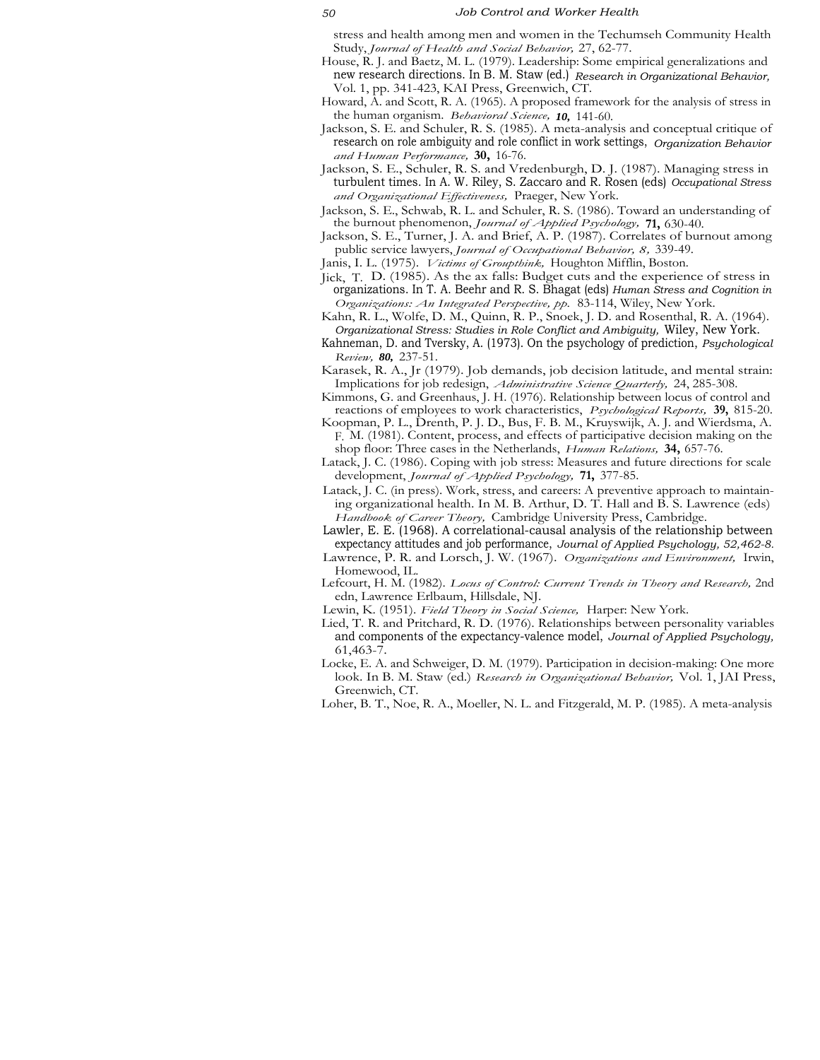stress and health among men and women in the Techumseh Community Health Study, *Journal of Health and Social Behavior,* 27, 62-77.

House, R. J. and Baetz, M. L. (1979). Leadership: Some empirical generalizations and new research directions. In B. M. Staw (ed.) *Research in Organizational Behavior,* Vol. 1, pp. 341-423, KAI Press, Greenwich, CT.

Howard, A. and Scott, R. A. (1965). A proposed framework for the analysis of stress in the human organism. *Behavioral Science,* **10,** 141-60.

Jackson, S. E. and Schuler, R. S. (1985). A meta-analysis and conceptual critique of research on role ambiguity and role conflict in work settings, *Organization Behavior and Human Performance,* **30,** 16-76.

Jackson, S. E., Schuler, R. S. and Vredenburgh, D. J. (1987). Managing stress in turbulent times. In A. W. Riley, S. Zaccaro and R. Rosen (eds) *Occupational Stress and Organizational Effectiveness,* Praeger, New York.

Jackson, S. E., Schwab, R. L. and Schuler, R. S. (1986). Toward an understanding of the burnout phenomenon, *Journal of Applied Psychology,* **71,** 630-40.

Jackson, S. E., Turner, J. A. and Brief, A. P. (1987). Correlates of burnout among public service lawyers, *Journal of Occupational Behavior, 8,* 339-49.

Janis, I. L. (1975). *Victims of Groupthink,* Houghton Mifflin, Boston.

Jick, T. D. (1985). As the ax falls: Budget cuts and the experience of stress in organizations. In T. A. Beehr and R. S. Bhagat (eds) *Human Stress and Cognition in Organizations: An Integrated Perspective, pp.* 83-114, Wiley, New York.

Kahn, R. L., Wolfe, D. M., Quinn, R. P., Snoek, J. D. and Rosenthal, R. A. (1964). *Organizational Stress: Studies in Role Conflict and Ambiguity,* Wiley, New York.

Kahneman, D. and Tversky, A. (1973). On the psychology of prediction, *Psychological Review,* **80,** 237-51.

Karasek, R. A., Jr (1979). Job demands, job decision latitude, and mental strain: Implications for job redesign, *Administrative Science Quarterly,* 24, 285-308.

Kimmons, G. and Greenhaus, J. H. (1976). Relationship between locus of control and reactions of employees to work characteristics, *Psychological Reports,* **39,** 815-20.

Koopman, P. L., Drenth, P. J. D., Bus, F. B. M., Kruyswijk, A. J. and Wierdsma, A. F. M. (1981). Content, process, and effects of participative decision making on the shop floor: Three cases in the Netherlands, *Human Relations,* **34,** 657-76.

Latack, J. C. (1986). Coping with job stress: Measures and future directions for scale development, *Journal of Applied Psychology,* **71,** 377-85.

Latack, J. C. (in press). Work, stress, and careers: A preventive approach to maintaining organizational health. In M. B. Arthur, D. T. Hall and B. S. Lawrence (eds) *Handbook of Career Theory,* Cambridge University Press, Cambridge.

Lawler, E. E. (1968). A correlational-causal analysis of the relationship between expectancy attitudes and job performance, *Journal of Applied Psychology, 52,462-8.*

Lawrence, P. R. and Lorsch, J. W. (1967). *Organizations and Environment,* Irwin, Homewood, IL.

Lefcourt, H. M. (1982). *Locus of Control: Current Trends in Theory and Research,* 2nd edn, Lawrence Erlbaum, Hillsdale, NJ.

Lewin, K. (1951). *Field Theory in Social Science,* Harper: New York.

Lied, T. R. and Pritchard, R. D. (1976). Relationships between personality variables and components of the expectancy-valence model, *Journal of Applied Psychology,* 61,463-7.

Locke, E. A. and Schweiger, D. M. (1979). Participation in decision-making: One more look. In B. M. Staw (ed.) *Research in Organizational Behavior,* Vol. 1, JAI Press, Greenwich, CT.

Loher, B. T., Noe, R. A., Moeller, N. L. and Fitzgerald, M. P. (1985). A meta-analysis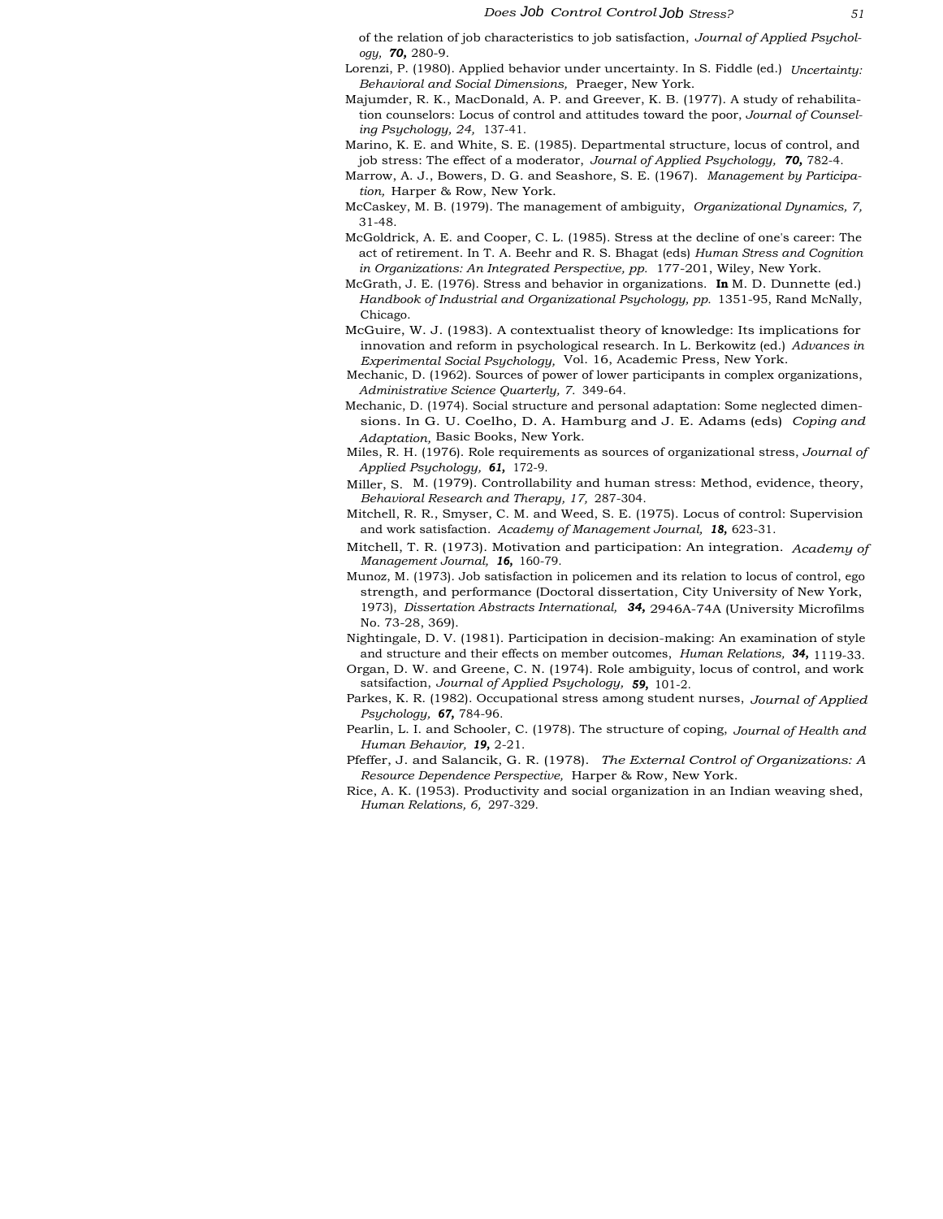of the relation of job characteristics to job satisfaction, *Journal of Applied Psychology,* ***70,*** 280-9.

Lorenzi, P. (1980). Applied behavior under uncertainty. In S. Fiddle (ed.) *Uncertainty: Behavioral and Social Dimensions,* Praeger, New York.

Majumder, R. K., MacDonald, A. P. and Greever, K. B. (1977). A study of rehabilitation counselors: Locus of control and attitudes toward the poor, *Journal of Counseling Psychology, 24,* 137-41.

Marino, K. E. and White, S. E. (1985). Departmental structure, locus of control, and job stress: The effect of a moderator, *Journal of Applied Psychology,* ***70,*** 782-4.

Marrow, A. J., Bowers, D. G. and Seashore, S. E. (1967). *Management by Participation,* Harper & Row, New York.

McCaskey, M. B. (1979). The management of ambiguity, *Organizational Dynamics, 7,* 31-48.

McGoldrick, A. E. and Cooper, C. L. (1985). Stress at the decline of one's career: The act of retirement. In T. A. Beehr and R. S. Bhagat (eds) *Human Stress and Cognition in Organizations: An Integrated Perspective, pp.* 177-201, Wiley, New York.

McGrath, J. E. (1976). Stress and behavior in organizations. **In** M. D. Dunnette (ed.) *Handbook of Industrial and Organizational Psychology, pp.* 1351-95, Rand McNally, Chicago.

McGuire, W. J. (1983). A contextualist theory of knowledge: Its implications for innovation and reform in psychological research. In L. Berkowitz (ed.) *Advances in Experimental Social Psychology,* Vol. 16, Academic Press, New York.

Mechanic, D. (1962). Sources of power of lower participants in complex organizations, *Administrative Science Quarterly, 7.* 349-64.

Mechanic, D. (1974). Social structure and personal adaptation: Some neglected dimensions. In G. U. Coelho, D. A. Hamburg and J. E. Adams (eds) *Coping and Adaptation,* Basic Books, New York.

Miles, R. H. (1976). Role requirements as sources of organizational stress, *Journal of Applied Psychology,* ***61,*** 172-9.

Miller, S. M. (1979). Controllability and human stress: Method, evidence, theory, *Behavioral Research and Therapy, 17,* 287-304.

Mitchell, R. R., Smyser, C. M. and Weed, S. E. (1975). Locus of control: Supervision and work satisfaction. *Academy of Management Journal,* ***18,*** 623-31.

Mitchell, T. R. (1973). Motivation and participation: An integration. *Academy of Management Journal,* ***16,*** 160-79.

Munoz, M. (1973). Job satisfaction in policemen and its relation to locus of control, ego strength, and performance (Doctoral dissertation, City University of New York, 1973), *Dissertation Abstracts International,* ***34,*** 2946A-74A (University Microfilms No. 73-28, 369).

Nightingale, D. V. (1981). Participation in decision-making: An examination of style and structure and their effects on member outcomes, *Human Relations,* ***34,*** 1119-33.

Organ, D. W. and Greene, C. N. (1974). Role ambiguity, locus of control, and work satsifaction, *Journal of Applied Psychology,* ***59,*** 101-2.

Parkes, K. R. (1982). Occupational stress among student nurses, *Journal of Applied Psychology,* ***67,*** 784-96.

Pearlin, L. I. and Schooler, C. (1978). The structure of coping, *Journal of Health and Human Behavior,* ***19,*** 2-21.

Pfeffer, J. and Salancik, G. R. (1978). *The External Control of Organizations: A Resource Dependence Perspective,* Harper & Row, New York.

Rice, A. K. (1953). Productivity and social organization in an Indian weaving shed, *Human Relations, 6,* 297-329.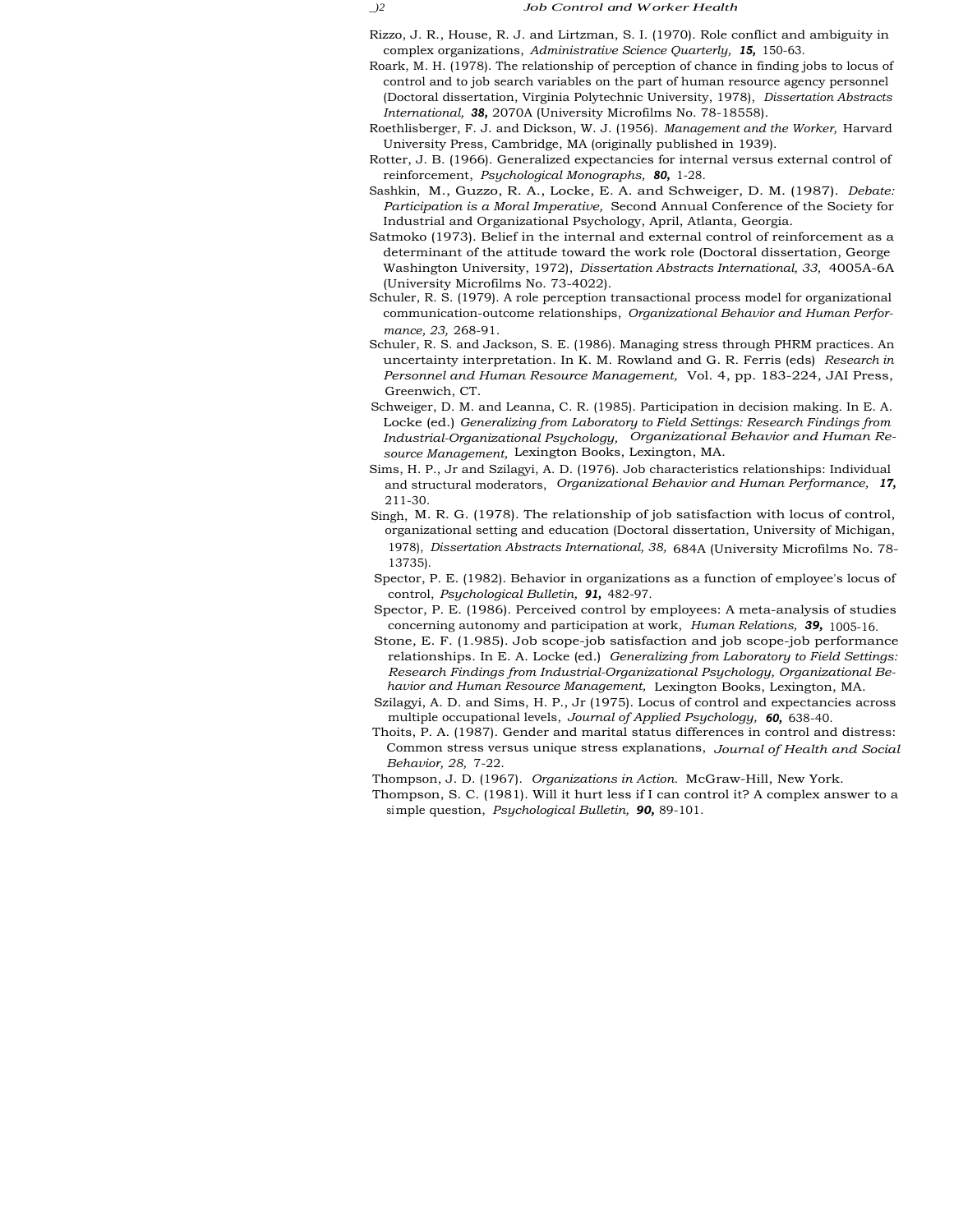Rizzo, J. R., House, R. J. and Lirtzman, S. I. (1970). Role conflict and ambiguity in complex organizations, *Administrative Science Quarterly,* ***15,*** 150-63.

Roark, M. H. (1978). The relationship of perception of chance in finding jobs to locus of control and to job search variables on the part of human resource agency personnel (Doctoral dissertation, Virginia Polytechnic University, 1978), *Dissertation Abstracts International,* ***38,*** 2070A (University Microfilms No. 78-18558).

Roethlisberger, F. J. and Dickson, W. J. (1956). *Management and the Worker,* Harvard University Press, Cambridge, MA (originally published in 1939).

Rotter, J. B. (1966). Generalized expectancies for internal versus external control of reinforcement, *Psychological Monographs,* ***80,*** 1-28.

Sashkin, M., Guzzo, R. A., Locke, E. A. and Schweiger, D. M. (1987). *Debate: Participation is a Moral Imperative,* Second Annual Conference of the Society for Industrial and Organizational Psychology, April, Atlanta, Georgia.

Satmoko (1973). Belief in the internal and external control of reinforcement as a determinant of the attitude toward the work role (Doctoral dissertation, George Washington University, 1972), *Dissertation Abstracts International, 33,* 4005A-6A (University Microfilms No. 73-4022).

Schuler, R. S. (1979). A role perception transactional process model for organizational communication-outcome relationships, *Organizational Behavior and Human Performance, 23,* 268-91.

Schuler, R. S. and Jackson, S. E. (1986). Managing stress through PHRM practices. An uncertainty interpretation. In K. M. Rowland and G. R. Ferris (eds) *Research in Personnel and Human Resource Management,* Vol. 4, pp. 183-224, JAI Press, Greenwich, CT.

Schweiger, D. M. and Leanna, C. R. (1985). Participation in decision making. In E. A. Locke (ed.) *Generalizing from Laboratory to Field Settings: Research Findings from Industrial-Organizational Psychology, Organizational Behavior and Human Resource Management,* Lexington Books, Lexington, MA.

Sims, H. P., Jr and Szilagyi, A. D. (1976). Job characteristics relationships: Individual and structural moderators, *Organizational Behavior and Human Performance,* ***17,*** 211-30.

Singh, M. R. G. (1978). The relationship of job satisfaction with locus of control, organizational setting and education (Doctoral dissertation, University of Michigan, 1978), *Dissertation Abstracts International, 38,* 684A (University Microfilms No. 78-13735).

Spector, P. E. (1982). Behavior in organizations as a function of employee's locus of control, *Psychological Bulletin,* ***91,*** 482-97.

Spector, P. E. (1986). Perceived control by employees: A meta-analysis of studies concerning autonomy and participation at work, *Human Relations,* ***39,*** 1005-16.

Stone, E. F. (1.985). Job scope-job satisfaction and job scope-job performance relationships. In E. A. Locke (ed.) *Generalizing from Laboratory to Field Settings: Research Findings from Industrial-Organizational Psychology, Organizational Behavior and Human Resource Management,* Lexington Books, Lexington, MA.

Szilagyi, A. D. and Sims, H. P., Jr (1975). Locus of control and expectancies across multiple occupational levels, *Journal of Applied Psychology,* ***60,*** 638-40.

Thoits, P. A. (1987). Gender and marital status differences in control and distress: Common stress versus unique stress explanations, *Journal of Health and Social Behavior, 28,* 7-22.

Thompson, J. D. (1967). *Organizations in Action.* McGraw-Hill, New York.

Thompson, S. C. (1981). Will it hurt less if I can control it? A complex answer to a simple question, *Psychological Bulletin,* ***90,*** 89-101.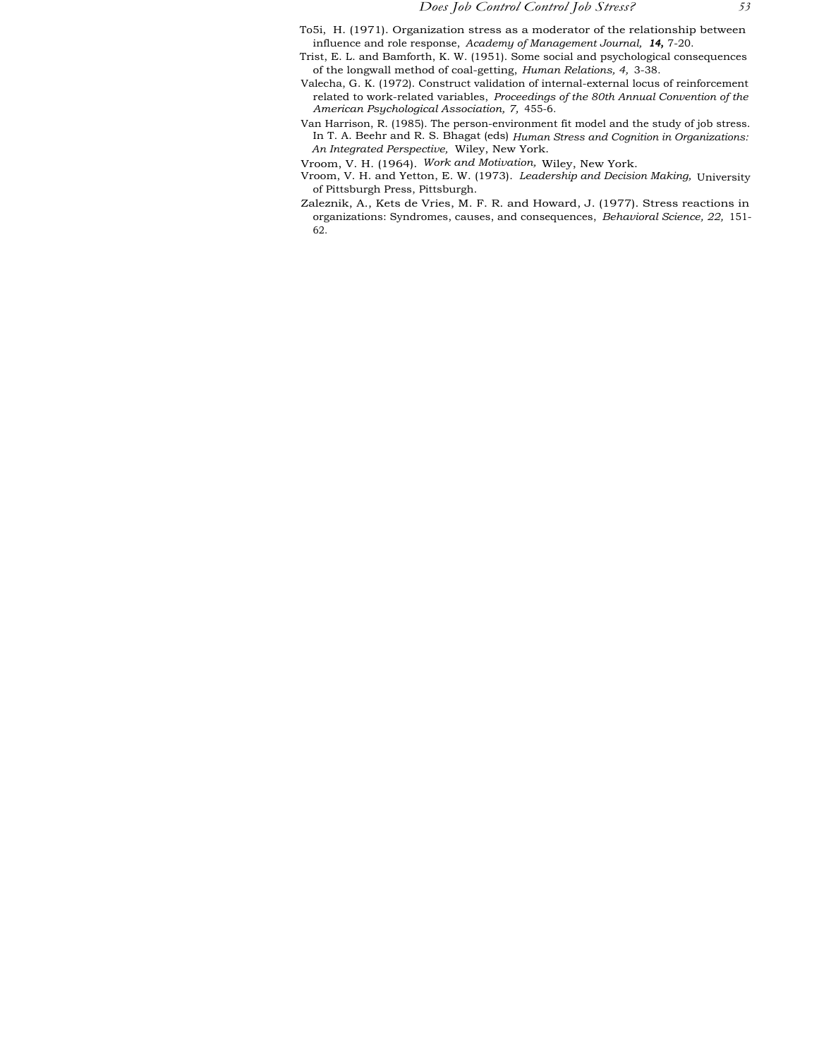To5i, H. (1971). Organization stress as a moderator of the relationship between influence and role response, *Academy of Management Journal*, ***14***, 7-20.

Trist, E. L. and Bamforth, K. W. (1951). Some social and psychological consequences of the longwall method of coal-getting, *Human Relations, 4,* 3-38.

Valecha, G. K. (1972). Construct validation of internal-external locus of reinforcement related to work-related variables, *Proceedings of the 80th Annual Convention of the American Psychological Association, 7,* 455-6.

Van Harrison, R. (1985). The person-environment fit model and the study of job stress. In T. A. Beehr and R. S. Bhagat (eds) *Human Stress and Cognition in Organizations: An Integrated Perspective,* Wiley, New York.

Vroom, V. H. (1964). *Work and Motivation,* Wiley, New York.

Vroom, V. H. and Yetton, E. W. (1973). *Leadership and Decision Making,* University of Pittsburgh Press, Pittsburgh.

Zaleznik, A., Kets de Vries, M. F. R. and Howard, J. (1977). Stress reactions in organizations: Syndromes, causes, and consequences, *Behavioral Science, 22,* 151-62.